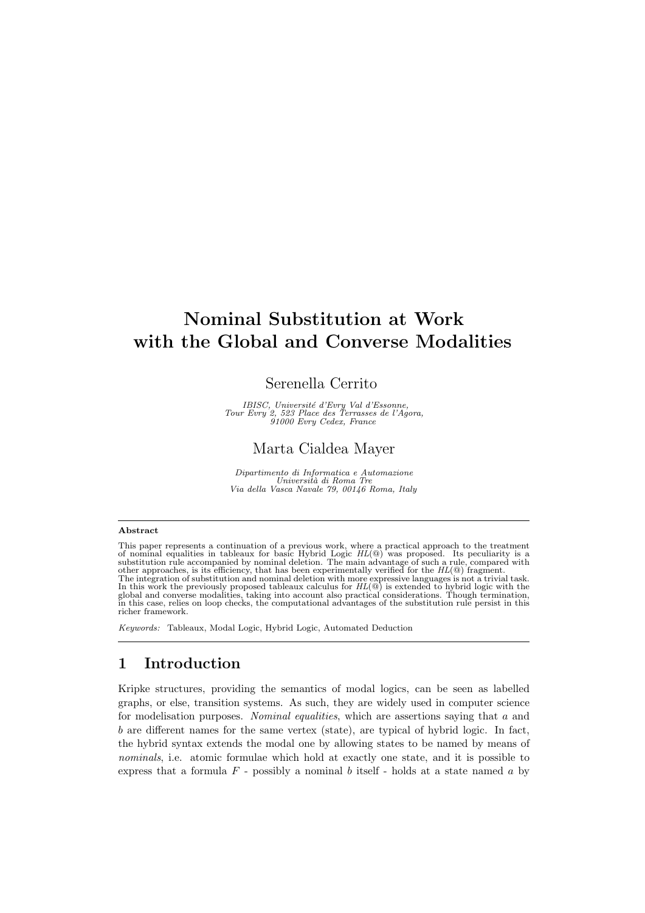# Nominal Substitution at Work with the Global and Converse Modalities

Serenella Cerrito

*IBISC, Université d'Evry Val d'Essonne, Tour Evry 2, 523 Place des Terrasses de l'Agora, 91000 Evry Cedex, France*

Marta Cialdea Mayer

*Dipartimento di Informatica e Automazione Università di Roma Tre Via della Vasca Navale 79, 00146 Roma, Italy*

---

**Abstract**

This paper represents a continuation of a previous work, where a practical approach to the treatment of nominal equalities in tableaux for basic Hybrid Logic *HL*(@) was proposed. Its peculiarity is a substitution rule accompanied by nominal deletion. The main advantage of such a rule, compared with other approaches, is its efficiency, that has been experimentally verified for the *HL*(@) fragment. The integration of substitution and nominal deletion with more expressive languages is not a trivial task. In this work the previously proposed tableaux calculus for *HL*(@) is extended to hybrid logic with the global and converse modalities, taking into account also practical considerations. Though termination, in this case, relies on loop checks, the computational advantages of the substitution rule persist in this richer framework.

*Keywords:* Tableaux, Modal Logic, Hybrid Logic, Automated Deduction

---

## 1 Introduction

Kripke structures, providing the semantics of modal logics, can be seen as labelled graphs, or else, transition systems. As such, they are widely used in computer science for modelisation purposes. *Nominal equalities*, which are assertions saying that $a$ and $b$ are different names for the same vertex (state), are typical of hybrid logic. In fact, the hybrid syntax extends the modal one by allowing states to be named by means of *nominals*, i.e. atomic formulae which hold at exactly one state, and it is possible to express that a formula $F$ - possibly a nominal $b$ itself - holds at a state named $a$ by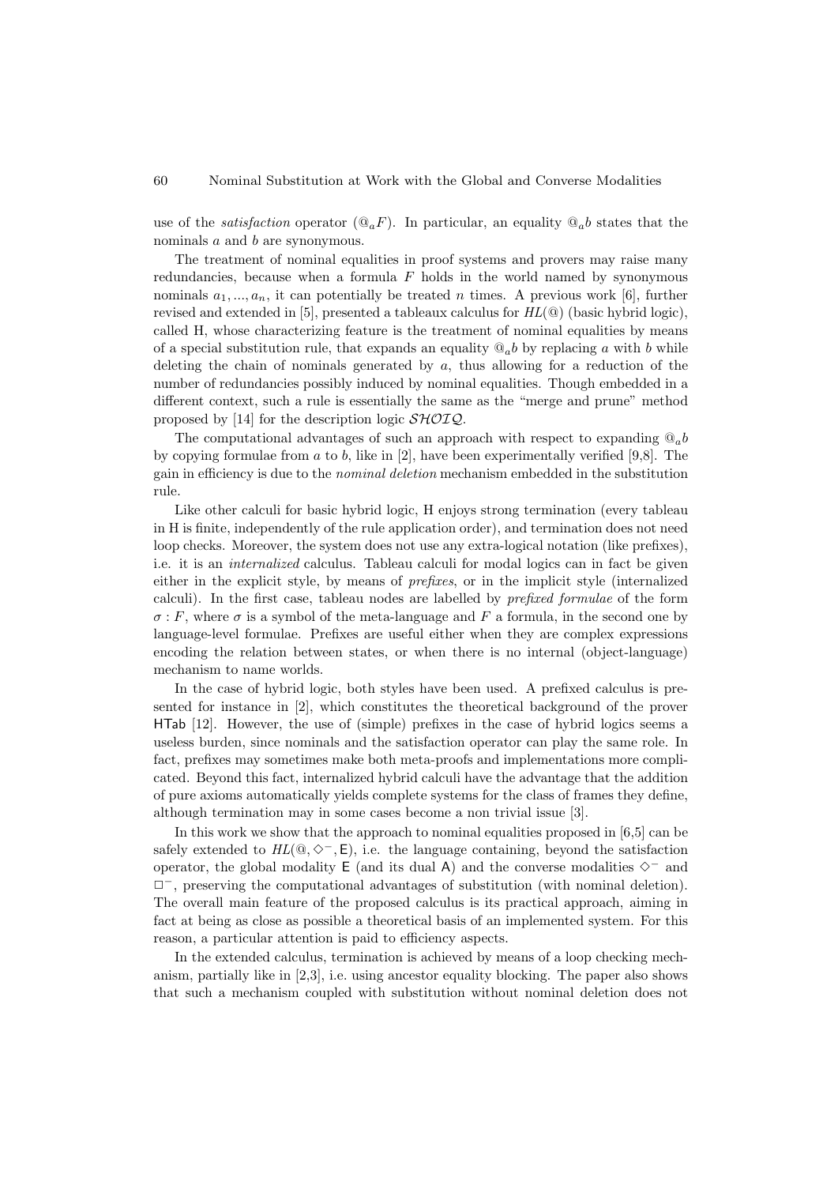use of the *satisfaction* operator ($@_a F$). In particular, an equality $@_a b$ states that the nominals $a$ and $b$ are synonymous.

The treatment of nominal equalities in proof systems and provers may raise many redundancies, because when a formula $F$ holds in the world named by synonymous nominals $a_1, ..., a_n$, it can potentially be treated $n$ times. A previous work [6], further revised and extended in [5], presented a tableaux calculus for $HL(@)$ (basic hybrid logic), called H, whose characterizing feature is the treatment of nominal equalities by means of a special substitution rule, that expands an equality $@_a b$ by replacing $a$ with $b$ while deleting the chain of nominals generated by $a$, thus allowing for a reduction of the number of redundancies possibly induced by nominal equalities. Though embedded in a different context, such a rule is essentially the same as the "merge and prune" method proposed by [14] for the description logic $\mathcal{SHOIQ}$.

The computational advantages of such an approach with respect to expanding $@_a b$ by copying formulae from $a$ to $b$, like in [2], have been experimentally verified [9,8]. The gain in efficiency is due to the *nominal deletion* mechanism embedded in the substitution rule.

Like other calculi for basic hybrid logic, H enjoys strong termination (every tableau in H is finite, independently of the rule application order), and termination does not need loop checks. Moreover, the system does not use any extra-logical notation (like prefixes), i.e. it is an *internalized* calculus. Tableau calculi for modal logics can in fact be given either in the explicit style, by means of *prefixes*, or in the implicit style (internalized calculi). In the first case, tableau nodes are labelled by *prefixed formulae* of the form $\sigma : F$, where $\sigma$ is a symbol of the meta-language and $F$ a formula, in the second one by language-level formulae. Prefixes are useful either when they are complex expressions encoding the relation between states, or when there is no internal (object-language) mechanism to name worlds.

In the case of hybrid logic, both styles have been used. A prefixed calculus is presented for instance in [2], which constitutes the theoretical background of the prover HTab [12]. However, the use of (simple) prefixes in the case of hybrid logics seems a useless burden, since nominals and the satisfaction operator can play the same role. In fact, prefixes may sometimes make both meta-proofs and implementations more complicated. Beyond this fact, internalized hybrid calculi have the advantage that the addition of pure axioms automatically yields complete systems for the class of frames they define, although termination may in some cases become a non trivial issue [3].

In this work we show that the approach to nominal equalities proposed in [6,5] can be safely extended to $HL(@, \Diamond^-, \mathsf{E})$, i.e. the language containing, beyond the satisfaction operator, the global modality $\mathsf{E}$ (and its dual $\mathsf{A}$) and the converse modalities $\Diamond^-$ and $\Box^-$, preserving the computational advantages of substitution (with nominal deletion). The overall main feature of the proposed calculus is its practical approach, aiming in fact at being as close as possible a theoretical basis of an implemented system. For this reason, a particular attention is paid to efficiency aspects.

In the extended calculus, termination is achieved by means of a loop checking mechanism, partially like in [2,3], i.e. using ancestor equality blocking. The paper also shows that such a mechanism coupled with substitution without nominal deletion does not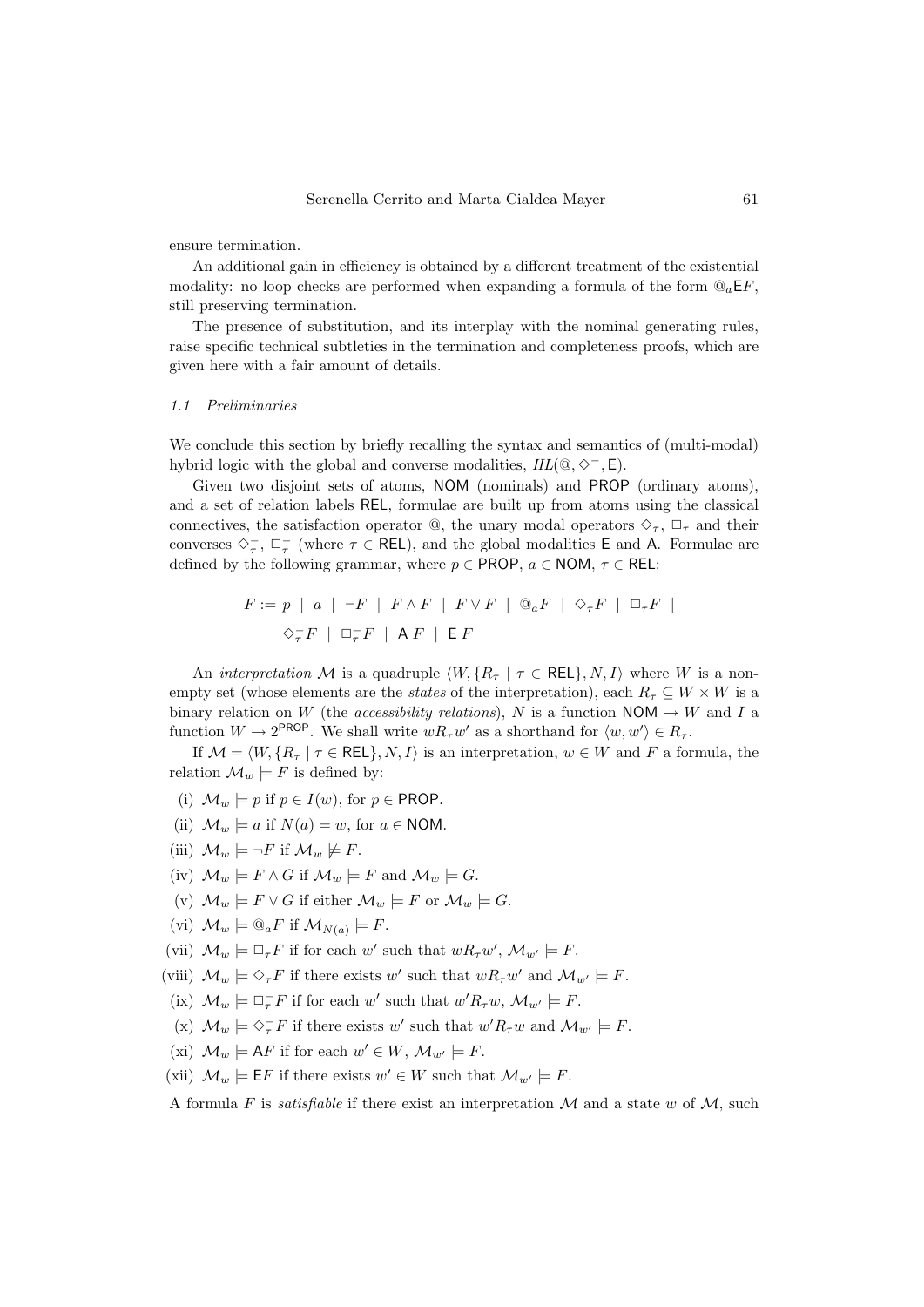ensure termination.

An additional gain in efficiency is obtained by a different treatment of the existential modality: no loop checks are performed when expanding a formula of the form $@_a\mathsf{E}F$, still preserving termination.

The presence of substitution, and its interplay with the nominal generating rules, raise specific technical subtleties in the termination and completeness proofs, which are given here with a fair amount of details.

### *1.1 Preliminaries*

We conclude this section by briefly recalling the syntax and semantics of (multi-modal) hybrid logic with the global and converse modalities, $HL(@, \diamond^-, \mathsf{E})$.

Given two disjoint sets of atoms, $\mathsf{NOM}$ (nominals) and $\mathsf{PROP}$ (ordinary atoms), and a set of relation labels $\mathsf{REL}$, formulae are built up from atoms using the classical connectives, the satisfaction operator @, the unary modal operators $\diamond_\tau$, $\Box_\tau$ and their converses $\diamond^-_\tau$, $\Box^-_\tau$ (where $\tau \in \mathsf{REL}$), and the global modalities $\mathsf{E}$ and $\mathsf{A}$. Formulae are defined by the following grammar, where $p \in \mathsf{PROP}$, $a \in \mathsf{NOM}$, $\tau \in \mathsf{REL}$:

$$F := p \mid a \mid \neg F \mid F \wedge F \mid F \vee F \mid @_a F \mid \diamond_\tau F \mid \Box_\tau F \mid$$
$$\diamond^-_\tau F \mid \Box^-_\tau F \mid \mathsf{A}\, F \mid \mathsf{E}\, F$$

An *interpretation* $\mathcal{M}$ is a quadruple $\langle W, \{R_\tau \mid \tau \in \mathsf{REL}\}, N, I\rangle$ where $W$ is a non-empty set (whose elements are the *states* of the interpretation), each $R_\tau \subseteq W \times W$ is a binary relation on $W$ (the *accessibility relations*), $N$ is a function $\mathsf{NOM} \to W$ and $I$ a function $W \to 2^{\mathsf{PROP}}$. We shall write $wR_\tau w'$ as a shorthand for $\langle w, w'\rangle \in R_\tau$.

If $\mathcal{M} = \langle W, \{R_\tau \mid \tau \in \mathsf{REL}\}, N, I\rangle$ is an interpretation, $w \in W$ and $F$ a formula, the relation $\mathcal{M}_w \models F$ is defined by:

(i) $\mathcal{M}_w \models p$ if $p \in I(w)$, for $p \in \mathsf{PROP}$.

(ii) $\mathcal{M}_w \models a$ if $N(a) = w$, for $a \in \mathsf{NOM}$.

(iii) $\mathcal{M}_w \models \neg F$ if $\mathcal{M}_w \not\models F$.

(iv) $\mathcal{M}_w \models F \wedge G$ if $\mathcal{M}_w \models F$ and $\mathcal{M}_w \models G$.

(v) $\mathcal{M}_w \models F \vee G$ if either $\mathcal{M}_w \models F$ or $\mathcal{M}_w \models G$.

(vi) $\mathcal{M}_w \models @_a F$ if $\mathcal{M}_{N(a)} \models F$.

(vii) $\mathcal{M}_w \models \Box_\tau F$ if for each $w'$ such that $wR_\tau w'$, $\mathcal{M}_{w'} \models F$.

(viii) $\mathcal{M}_w \models \diamond_\tau F$ if there exists $w'$ such that $wR_\tau w'$ and $\mathcal{M}_{w'} \models F$.

(ix) $\mathcal{M}_w \models \Box^-_\tau F$ if for each $w'$ such that $w'R_\tau w$, $\mathcal{M}_{w'} \models F$.

(x) $\mathcal{M}_w \models \diamond^-_\tau F$ if there exists $w'$ such that $w'R_\tau w$ and $\mathcal{M}_{w'} \models F$.

(xi) $\mathcal{M}_w \models \mathsf{A}F$ if for each $w' \in W$, $\mathcal{M}_{w'} \models F$.

(xii) $\mathcal{M}_w \models \mathsf{E}F$ if there exists $w' \in W$ such that $\mathcal{M}_{w'} \models F$.

A formula $F$ is *satisfiable* if there exist an interpretation $\mathcal{M}$ and a state $w$ of $\mathcal{M}$, such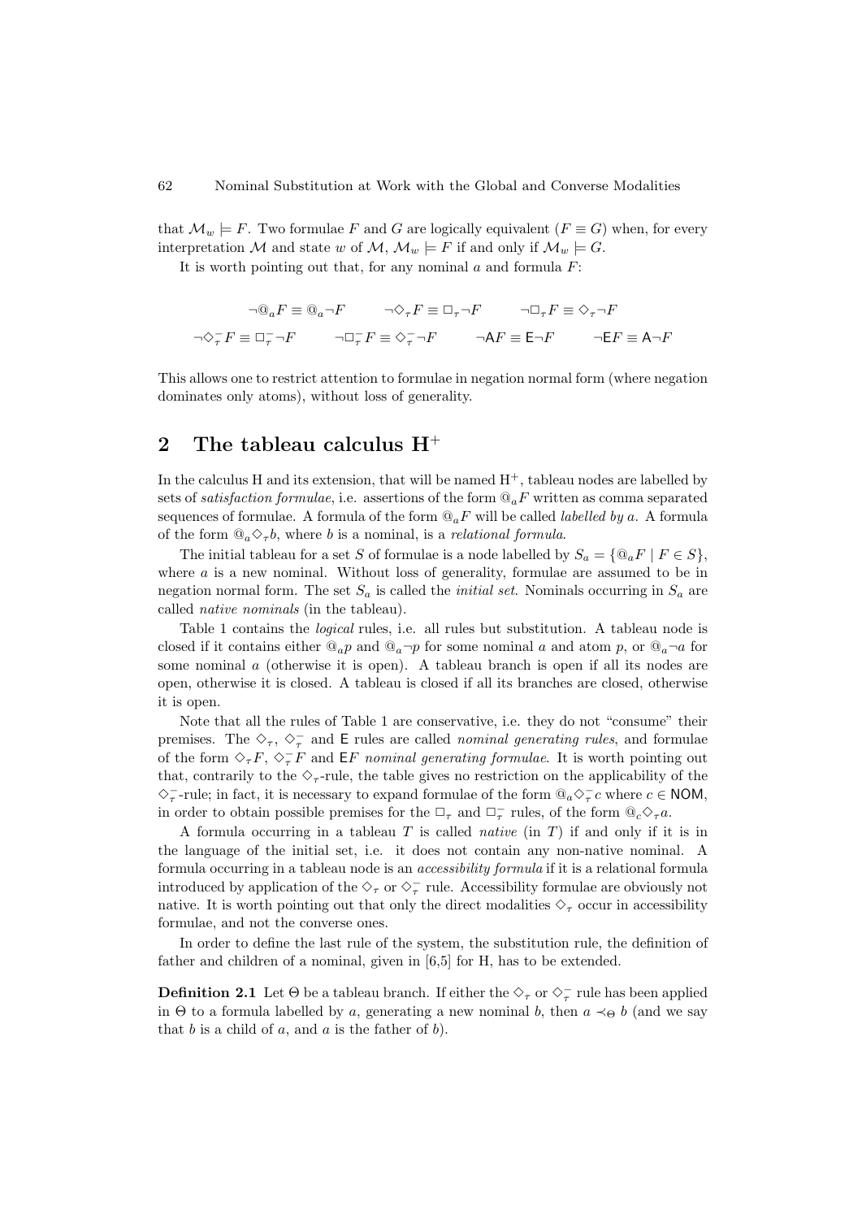that $\mathcal{M}_w \models F$. Two formulae $F$ and $G$ are logically equivalent ($F \equiv G$) when, for every interpretation $\mathcal{M}$ and state $w$ of $\mathcal{M}$, $\mathcal{M}_w \models F$ if and only if $\mathcal{M}_w \models G$.

It is worth pointing out that, for any nominal $a$ and formula $F$:

$$\neg @_a F \equiv @_a \neg F \qquad \neg \Diamond_\tau F \equiv \Box_\tau \neg F \qquad \neg \Box_\tau F \equiv \Diamond_\tau \neg F$$

$$\neg \Diamond_\tau^- F \equiv \Box_\tau^- \neg F \qquad \neg \Box_\tau^- F \equiv \Diamond_\tau^- \neg F \qquad \neg \mathsf{A} F \equiv \mathsf{E} \neg F \qquad \neg \mathsf{E} F \equiv \mathsf{A} \neg F$$

This allows one to restrict attention to formulae in negation normal form (where negation dominates only atoms), without loss of generality.

## 2 The tableau calculus $\mathrm{H}^+$

In the calculus H and its extension, that will be named $\mathrm{H}^+$, tableau nodes are labelled by sets of *satisfaction formulae*, i.e. assertions of the form $@_a F$ written as comma separated sequences of formulae. A formula of the form $@_a F$ will be called *labelled by* $a$. A formula of the form $@_a \Diamond_\tau b$, where $b$ is a nominal, is a *relational formula*.

The initial tableau for a set $S$ of formulae is a node labelled by $S_a = \{@_a F \mid F \in S\}$, where $a$ is a new nominal. Without loss of generality, formulae are assumed to be in negation normal form. The set $S_a$ is called the *initial set*. Nominals occurring in $S_a$ are called *native nominals* (in the tableau).

Table 1 contains the *logical* rules, i.e. all rules but substitution. A tableau node is closed if it contains either $@_a p$ and $@_a \neg p$ for some nominal $a$ and atom $p$, or $@_a \neg a$ for some nominal $a$ (otherwise it is open). A tableau branch is open if all its nodes are open, otherwise it is closed. A tableau is closed if all its branches are closed, otherwise it is open.

Note that all the rules of Table 1 are conservative, i.e. they do not "consume" their premises. The $\Diamond_\tau$, $\Diamond_\tau^-$ and $\mathsf{E}$ rules are called *nominal generating rules*, and formulae of the form $\Diamond_\tau F$, $\Diamond_\tau^- F$ and $\mathsf{E} F$ *nominal generating formulae*. It is worth pointing out that, contrarily to the $\Diamond_\tau$-rule, the table gives no restriction on the applicability of the $\Diamond_\tau^-$-rule; in fact, it is necessary to expand formulae of the form $@_a \Diamond_\tau^- c$ where $c \in \mathsf{NOM}$, in order to obtain possible premises for the $\Box_\tau$ and $\Box_\tau^-$ rules, of the form $@_c \Diamond_\tau a$.

A formula occurring in a tableau $T$ is called *native* (in $T$) if and only if it is in the language of the initial set, i.e. it does not contain any non-native nominal. A formula occurring in a tableau node is an *accessibility formula* if it is a relational formula introduced by application of the $\Diamond_\tau$ or $\Diamond_\tau^-$ rule. Accessibility formulae are obviously not native. It is worth pointing out that only the direct modalities $\Diamond_\tau$ occur in accessibility formulae, and not the converse ones.

In order to define the last rule of the system, the substitution rule, the definition of father and children of a nominal, given in [6,5] for H, has to be extended.

**Definition 2.1** Let $\Theta$ be a tableau branch. If either the $\Diamond_\tau$ or $\Diamond_\tau^-$ rule has been applied in $\Theta$ to a formula labelled by $a$, generating a new nominal $b$, then $a \prec_\Theta b$ (and we say that $b$ is a child of $a$, and $a$ is the father of $b$).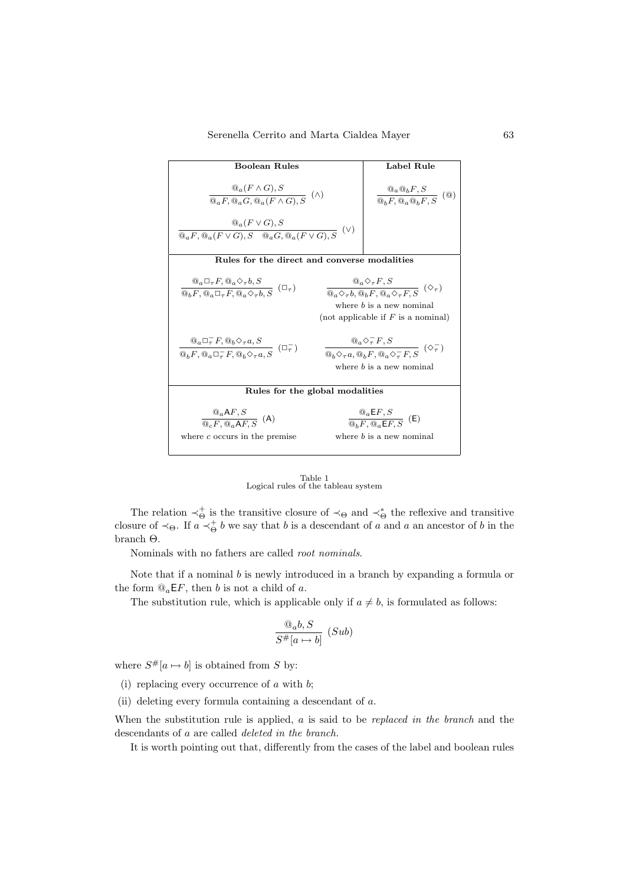**Boolean Rules**

$$\frac{@_a(F \wedge G), S}{@_a F, @_a G, @_a(F \wedge G), S}\ (\wedge)$$

$$\frac{@_a(F \vee G), S}{@_a F, @_a(F \vee G), S \quad @_a G, @_a(F \vee G), S}\ (\vee)$$

**Label Rule**

$$\frac{@_a @_b F, S}{@_b F, @_a @_b F, S}\ (@)$$

**Rules for the direct and converse modalities**

$$\frac{@_a \Box_\tau F, @_a \Diamond_\tau b, S}{@_b F, @_a \Box_\tau F, @_a \Diamond_\tau b, S}\ (\Box_\tau)$$

$$\frac{@_a \Diamond_\tau F, S}{@_a \Diamond_\tau b, @_b F, @_a \Diamond_\tau F, S}\ (\Diamond_\tau)$$

where $b$ is a new nominal (not applicable if $F$ is a nominal)

$$\frac{@_a \Box^-_\tau F, @_b \Diamond_\tau a, S}{@_b F, @_a \Box^-_\tau F, @_b \Diamond_\tau a, S}\ (\Box^-_\tau)$$

$$\frac{@_a \Diamond^-_\tau F, S}{@_b \Diamond_\tau a, @_b F, @_a \Diamond^-_\tau F, S}\ (\Diamond^-_\tau)$$

where $b$ is a new nominal

**Rules for the global modalities**

$$\frac{@_a \mathsf{A} F, S}{@_c F, @_a \mathsf{A} F, S}\ (\mathsf{A})$$

where $c$ occurs in the premise

$$\frac{@_a \mathsf{E} F, S}{@_b F, @_a \mathsf{E} F, S}\ (\mathsf{E})$$

where $b$ is a new nominal

Table 1
Logical rules of the tableau system

The relation $\prec^+_\Theta$ is the transitive closure of $\prec_\Theta$ and $\prec^*_\Theta$ the reflexive and transitive closure of $\prec_\Theta$. If $a \prec^+_\Theta b$ we say that $b$ is a descendant of $a$ and $a$ an ancestor of $b$ in the branch $\Theta$.

Nominals with no fathers are called *root nominals*.

Note that if a nominal $b$ is newly introduced in a branch by expanding a formula or the form $@_a \mathsf{E} F$, then $b$ is not a child of $a$.

The substitution rule, which is applicable only if $a \neq b$, is formulated as follows:

$$\frac{@_a b, S}{S^\#[a \mapsto b]}\ (Sub)$$

where $S^\#[a \mapsto b]$ is obtained from $S$ by:

(i) replacing every occurrence of $a$ with $b$;

(ii) deleting every formula containing a descendant of $a$.

When the substitution rule is applied, $a$ is said to be *replaced in the branch* and the descendants of $a$ are called *deleted in the branch.*

It is worth pointing out that, differently from the cases of the label and boolean rules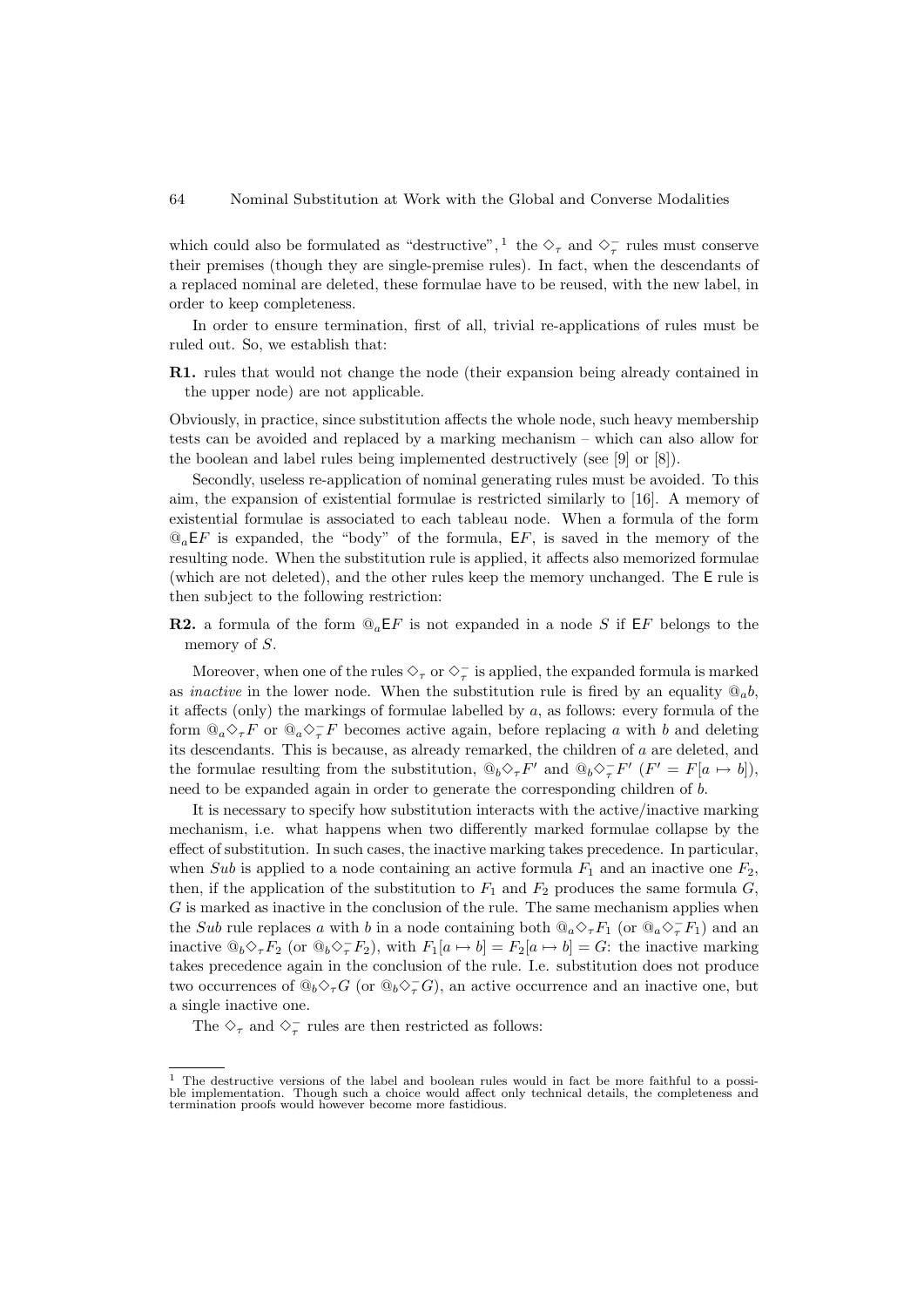which could also be formulated as "destructive", [1] the $\Diamond_\tau$ and $\Diamond^-_\tau$ rules must conserve their premises (though they are single-premise rules). In fact, when the descendants of a replaced nominal are deleted, these formulae have to be reused, with the new label, in order to keep completeness.

In order to ensure termination, first of all, trivial re-applications of rules must be ruled out. So, we establish that:

**R1.** rules that would not change the node (their expansion being already contained in the upper node) are not applicable.

Obviously, in practice, since substitution affects the whole node, such heavy membership tests can be avoided and replaced by a marking mechanism – which can also allow for the boolean and label rules being implemented destructively (see [9] or [8]).

Secondly, useless re-application of nominal generating rules must be avoided. To this aim, the expansion of existential formulae is restricted similarly to [16]. A memory of existential formulae is associated to each tableau node. When a formula of the form $@_a\mathsf{E}F$ is expanded, the "body" of the formula, $\mathsf{E}F$, is saved in the memory of the resulting node. When the substitution rule is applied, it affects also memorized formulae (which are not deleted), and the other rules keep the memory unchanged. The $\mathsf{E}$ rule is then subject to the following restriction:

**R2.** a formula of the form $@_a\mathsf{E}F$ is not expanded in a node $S$ if $\mathsf{E}F$ belongs to the memory of $S$.

Moreover, when one of the rules $\Diamond_\tau$ or $\Diamond^-_\tau$ is applied, the expanded formula is marked as *inactive* in the lower node. When the substitution rule is fired by an equality $@_a b$, it affects (only) the markings of formulae labelled by $a$, as follows: every formula of the form $@_a\Diamond_\tau F$ or $@_a\Diamond^-_\tau F$ becomes active again, before replacing $a$ with $b$ and deleting its descendants. This is because, as already remarked, the children of $a$ are deleted, and the formulae resulting from the substitution, $@_b\Diamond_\tau F'$ and $@_b\Diamond^-_\tau F'$ ($F' = F[a \mapsto b]$), need to be expanded again in order to generate the corresponding children of $b$.

It is necessary to specify how substitution interacts with the active/inactive marking mechanism, i.e. what happens when two differently marked formulae collapse by the effect of substitution. In such cases, the inactive marking takes precedence. In particular, when $Sub$ is applied to a node containing an active formula $F_1$ and an inactive one $F_2$, then, if the application of the substitution to $F_1$ and $F_2$ produces the same formula $G$, $G$ is marked as inactive in the conclusion of the rule. The same mechanism applies when the $Sub$ rule replaces $a$ with $b$ in a node containing both $@_a\Diamond_\tau F_1$ (or $@_a\Diamond^-_\tau F_1$) and an inactive $@_b\Diamond_\tau F_2$ (or $@_b\Diamond^-_\tau F_2$), with $F_1[a \mapsto b] = F_2[a \mapsto b] = G$: the inactive marking takes precedence again in the conclusion of the rule. I.e. substitution does not produce two occurrences of $@_b\Diamond_\tau G$ (or $@_b\Diamond^-_\tau G$), an active occurrence and an inactive one, but a single inactive one.

The $\Diamond_\tau$ and $\Diamond^-_\tau$ rules are then restricted as follows:

---

[1] The destructive versions of the label and boolean rules would in fact be more faithful to a possible implementation. Though such a choice would affect only technical details, the completeness and termination proofs would however become more fastidious.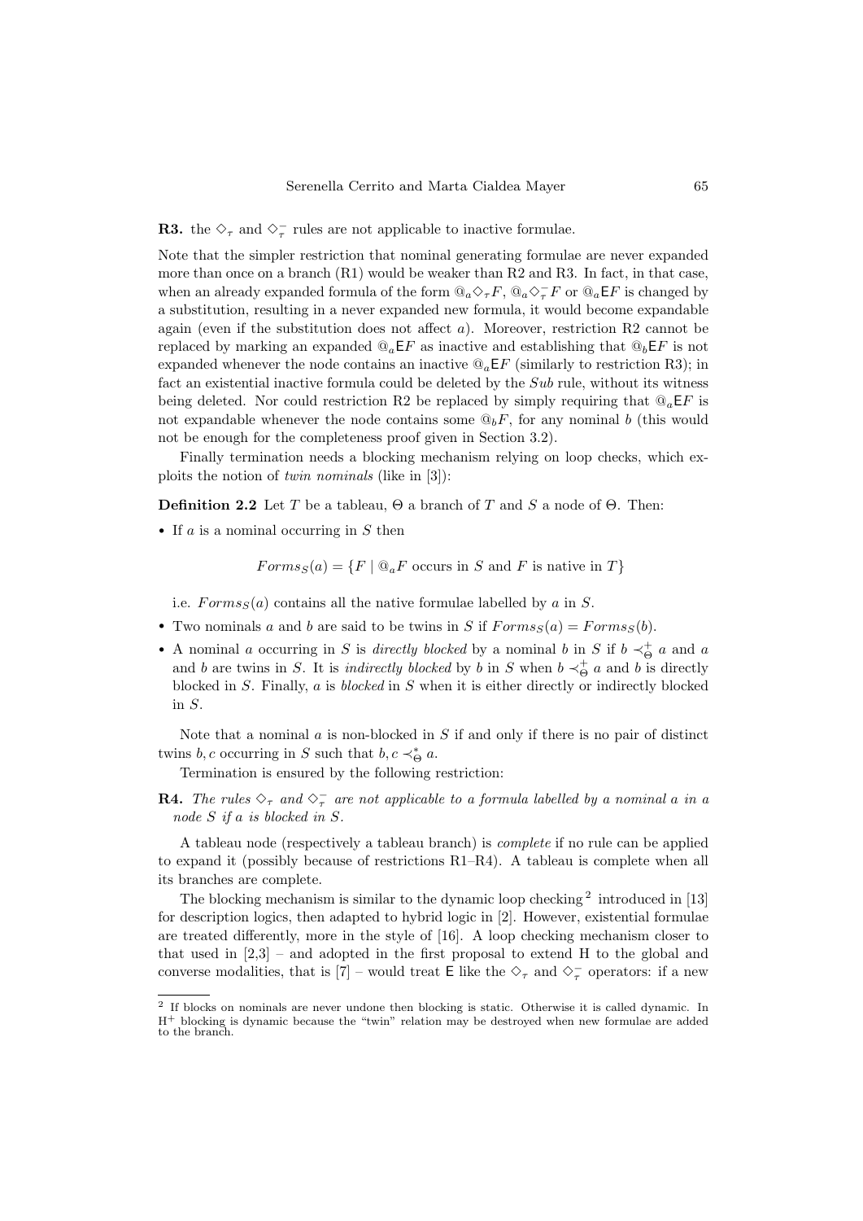**R3.** the $\Diamond_\tau$ and $\Diamond^-_\tau$ rules are not applicable to inactive formulae.

Note that the simpler restriction that nominal generating formulae are never expanded more than once on a branch (R1) would be weaker than R2 and R3. In fact, in that case, when an already expanded formula of the form $@_a \Diamond_\tau F$, $@_a \Diamond^-_\tau F$ or $@_a \mathsf{E} F$ is changed by a substitution, resulting in a never expanded new formula, it would become expandable again (even if the substitution does not affect $a$). Moreover, restriction R2 cannot be replaced by marking an expanded $@_a \mathsf{E} F$ as inactive and establishing that $@_b \mathsf{E} F$ is not expanded whenever the node contains an inactive $@_a \mathsf{E} F$ (similarly to restriction R3); in fact an existential inactive formula could be deleted by the *Sub* rule, without its witness being deleted. Nor could restriction R2 be replaced by simply requiring that $@_a \mathsf{E} F$ is not expandable whenever the node contains some $@_b F$, for any nominal $b$ (this would not be enough for the completeness proof given in Section 3.2).

Finally termination needs a blocking mechanism relying on loop checks, which exploits the notion of *twin nominals* (like in [3]):

**Definition 2.2** Let $T$ be a tableau, $\Theta$ a branch of $T$ and $S$ a node of $\Theta$. Then:

- If $a$ is a nominal occurring in $S$ then

$$Forms_S(a) = \{F \mid @_a F \text{ occurs in } S \text{ and } F \text{ is native in } T\}$$

  i.e. $Forms_S(a)$ contains all the native formulae labelled by $a$ in $S$.

- Two nominals $a$ and $b$ are said to be twins in $S$ if $Forms_S(a) = Forms_S(b)$.
- A nominal $a$ occurring in $S$ is *directly blocked* by a nominal $b$ in $S$ if $b \prec^+_\Theta a$ and $a$ and $b$ are twins in $S$. It is *indirectly blocked* by $b$ in $S$ when $b \prec^+_\Theta a$ and $b$ is directly blocked in $S$. Finally, $a$ is *blocked* in $S$ when it is either directly or indirectly blocked in $S$.

Note that a nominal $a$ is non-blocked in $S$ if and only if there is no pair of distinct twins $b, c$ occurring in $S$ such that $b, c \prec^*_\Theta a$.

Termination is ensured by the following restriction:

**R4.** *The rules $\Diamond_\tau$ and $\Diamond^-_\tau$ are not applicable to a formula labelled by a nominal $a$ in a node $S$ if $a$ is blocked in $S$.*

A tableau node (respectively a tableau branch) is *complete* if no rule can be applied to expand it (possibly because of restrictions R1–R4). A tableau is complete when all its branches are complete.

The blocking mechanism is similar to the dynamic loop checking [2] introduced in [13] for description logics, then adapted to hybrid logic in [2]. However, existential formulae are treated differently, more in the style of [16]. A loop checking mechanism closer to that used in [2,3] – and adopted in the first proposal to extend H to the global and converse modalities, that is [7] – would treat $\mathsf{E}$ like the $\Diamond_\tau$ and $\Diamond^-_\tau$ operators: if a new

---

[2] If blocks on nominals are never undone then blocking is static. Otherwise it is called dynamic. In $\mathrm{H}^+$ blocking is dynamic because the "twin" relation may be destroyed when new formulae are added to the branch.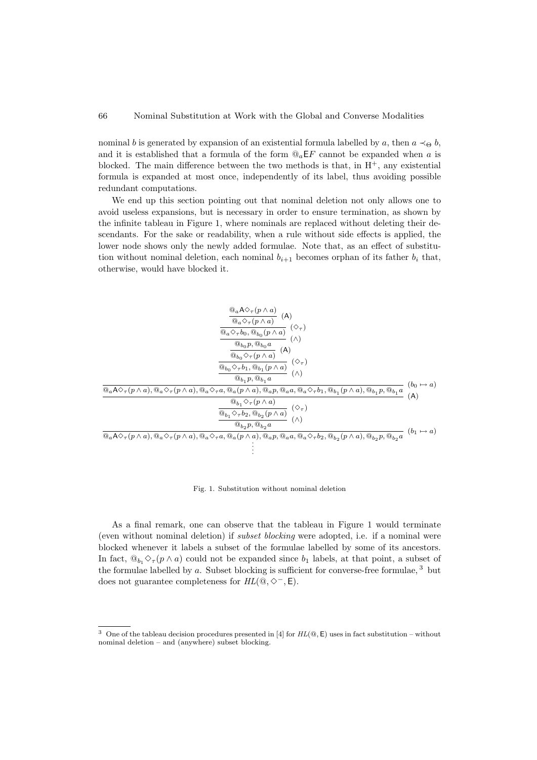nominal $b$ is generated by expansion of an existential formula labelled by $a$, then $a \prec_\Theta b$, and it is established that a formula of the form $@_a \mathsf{E} F$ cannot be expanded when $a$ is blocked. The main difference between the two methods is that, in $\mathrm{H}^+$, any existential formula is expanded at most once, independently of its label, thus avoiding possible redundant computations.

We end up this section pointing out that nominal deletion not only allows one to avoid useless expansions, but is necessary in order to ensure termination, as shown by the infinite tableau in Figure 1, where nominals are replaced without deleting their descendants. For the sake or readability, when a rule without side effects is applied, the lower node shows only the newly added formulae. Note that, as an effect of substitution without nominal deletion, each nominal $b_{i+1}$ becomes orphan of its father $b_i$ that, otherwise, would have blocked it.

$$
\cfrac{\cfrac{\cfrac{\cfrac{\cfrac{\cfrac{\cfrac{@_a \mathsf{A} \Diamond_\tau (p \wedge a)}{@_a \Diamond_\tau (p \wedge a)}\ (\mathsf{A})}{@_a \Diamond_\tau b_0, @_{b_0}(p \wedge a)}\ (\Diamond_\tau)}{@_{b_0} p, @_{b_0} a}\ (\wedge)}{@_{b_0} \Diamond_\tau (p \wedge a)}\ (\mathsf{A})}{@_{b_0} \Diamond_\tau b_1, @_{b_1}(p \wedge a)}\ (\Diamond_\tau)}{@_{b_1} p, @_{b_1} a}\ (\wedge)}{@_a \mathsf{A} \Diamond_\tau (p \wedge a), @_a \Diamond_\tau (p \wedge a), @_a \Diamond_\tau a, @_a (p \wedge a), @_a p, @_a a, @_a \Diamond_\tau b_1, @_{b_1}(p \wedge a), @_{b_1} p, @_{b_1} a}\ (b_0 \mapsto a)
$$

$$
\cfrac{\cfrac{\cfrac{\cfrac{}{@_{b_1} \Diamond_\tau (p \wedge a)}\ (\mathsf{A})}{@_{b_1} \Diamond_\tau b_2, @_{b_2}(p \wedge a)}\ (\Diamond_\tau)}{@_{b_2} p, @_{b_2} a}\ (\wedge)}{@_a \mathsf{A} \Diamond_\tau (p \wedge a), @_a \Diamond_\tau (p \wedge a), @_a \Diamond_\tau a, @_a (p \wedge a), @_a p, @_a a, @_a \Diamond_\tau b_2, @_{b_2}(p \wedge a), @_{b_2} p, @_{b_2} a}\ (b_1 \mapsto a)
$$

$$
\vdots
$$

Fig. 1. Substitution without nominal deletion

As a final remark, one can observe that the tableau in Figure 1 would terminate (even without nominal deletion) if *subset blocking* were adopted, i.e. if a nominal were blocked whenever it labels a subset of the formulae labelled by some of its ancestors. In fact, $@_{b_1} \Diamond_\tau (p \wedge a)$ could not be expanded since $b_1$ labels, at that point, a subset of the formulae labelled by $a$. Subset blocking is sufficient for converse-free formulae, [3] but does not guarantee completeness for $HL(@, \Diamond^-, \mathsf{E})$.

---

[3] One of the tableau decision procedures presented in [4] for $HL(@, \mathsf{E})$ uses in fact substitution – without nominal deletion – and (anywhere) subset blocking.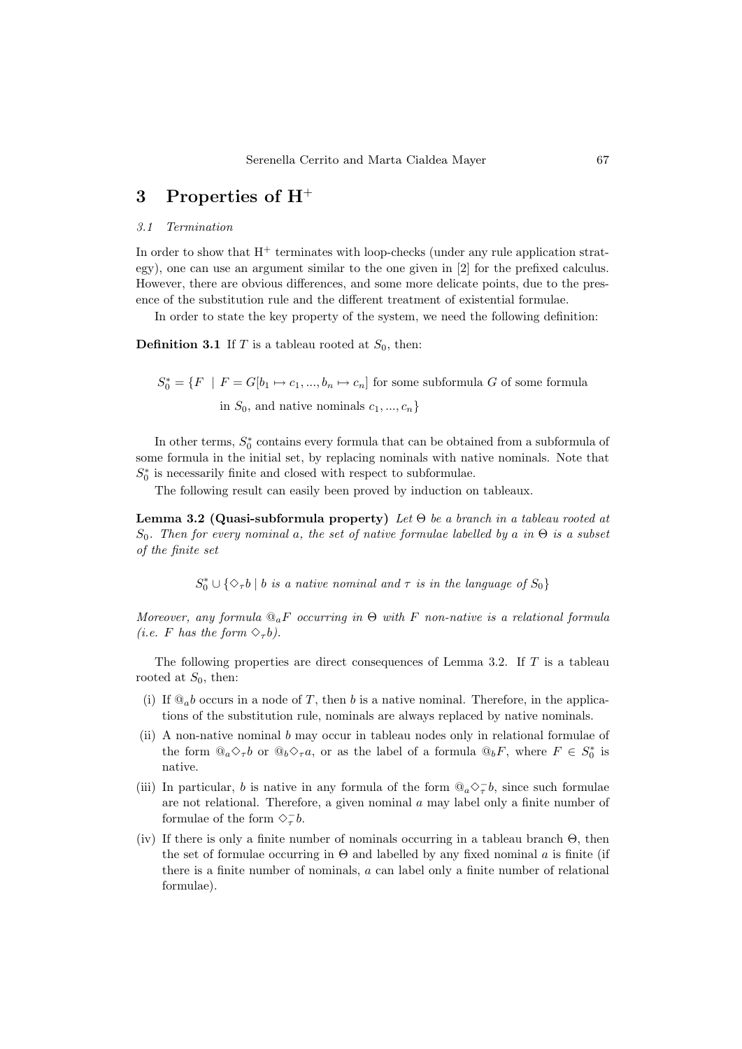# 3 Properties of $\mathrm{H}^+$

### 3.1 Termination

In order to show that $\mathrm{H}^+$ terminates with loop-checks (under any rule application strategy), one can use an argument similar to the one given in [2] for the prefixed calculus. However, there are obvious differences, and some more delicate points, due to the presence of the substitution rule and the different treatment of existential formulae.

In order to state the key property of the system, we need the following definition:

**Definition 3.1** If $T$ is a tableau rooted at $S_0$, then:

$$S_0^* = \{F \mid F = G[b_1 \mapsto c_1, ..., b_n \mapsto c_n] \text{ for some subformula } G \text{ of some formula in } S_0, \text{ and native nominals } c_1, ..., c_n\}$$

In other terms, $S_0^*$ contains every formula that can be obtained from a subformula of some formula in the initial set, by replacing nominals with native nominals. Note that $S_0^*$ is necessarily finite and closed with respect to subformulae.

The following result can easily been proved by induction on tableaux.

**Lemma 3.2 (Quasi-subformula property)** *Let $\Theta$ be a branch in a tableau rooted at $S_0$. Then for every nominal $a$, the set of native formulae labelled by $a$ in $\Theta$ is a subset of the finite set*

$$S_0^* \cup \{\Diamond_\tau b \mid b \text{ is a native nominal and } \tau \text{ is in the language of } S_0\}$$

*Moreover, any formula $@_a F$ occurring in $\Theta$ with $F$ non-native is a relational formula (i.e. $F$ has the form $\Diamond_\tau b$).*

The following properties are direct consequences of Lemma 3.2. If $T$ is a tableau rooted at $S_0$, then:

(i) If $@_a b$ occurs in a node of $T$, then $b$ is a native nominal. Therefore, in the applications of the substitution rule, nominals are always replaced by native nominals.

(ii) A non-native nominal $b$ may occur in tableau nodes only in relational formulae of the form $@_a \Diamond_\tau b$ or $@_b \Diamond_\tau a$, or as the label of a formula $@_b F$, where $F \in S_0^*$ is native.

(iii) In particular, $b$ is native in any formula of the form $@_a \Diamond_\tau^- b$, since such formulae are not relational. Therefore, a given nominal $a$ may label only a finite number of formulae of the form $\Diamond_\tau^- b$.

(iv) If there is only a finite number of nominals occurring in a tableau branch $\Theta$, then the set of formulae occurring in $\Theta$ and labelled by any fixed nominal $a$ is finite (if there is a finite number of nominals, $a$ can label only a finite number of relational formulae).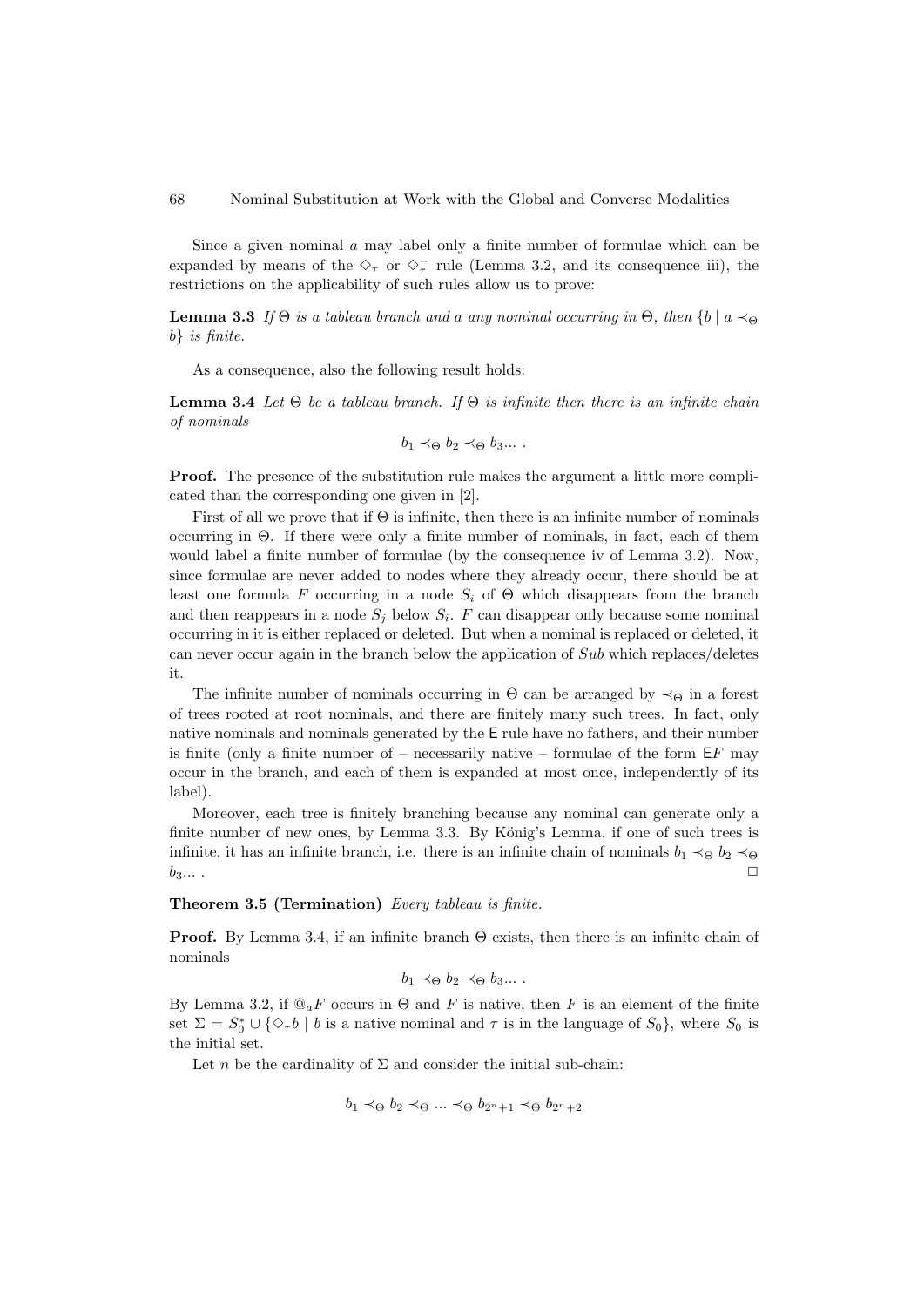Since a given nominal $a$ may label only a finite number of formulae which can be expanded by means of the $\Diamond_\tau$ or $\Diamond_\tau^-$ rule (Lemma 3.2, and its consequence iii), the restrictions on the applicability of such rules allow us to prove:

**Lemma 3.3** *If $\Theta$ is a tableau branch and $a$ any nominal occurring in $\Theta$, then $\{b \mid a \prec_\Theta b\}$ is finite.*

As a consequence, also the following result holds:

**Lemma 3.4** *Let $\Theta$ be a tableau branch. If $\Theta$ is infinite then there is an infinite chain of nominals*

$$b_1 \prec_\Theta b_2 \prec_\Theta b_3 ... \,.$$

**Proof.** The presence of the substitution rule makes the argument a little more complicated than the corresponding one given in [2].

First of all we prove that if $\Theta$ is infinite, then there is an infinite number of nominals occurring in $\Theta$. If there were only a finite number of nominals, in fact, each of them would label a finite number of formulae (by the consequence iv of Lemma 3.2). Now, since formulae are never added to nodes where they already occur, there should be at least one formula $F$ occurring in a node $S_i$ of $\Theta$ which disappears from the branch and then reappears in a node $S_j$ below $S_i$. $F$ can disappear only because some nominal occurring in it is either replaced or deleted. But when a nominal is replaced or deleted, it can never occur again in the branch below the application of $Sub$ which replaces/deletes it.

The infinite number of nominals occurring in $\Theta$ can be arranged by $\prec_\Theta$ in a forest of trees rooted at root nominals, and there are finitely many such trees. In fact, only native nominals and nominals generated by the $\mathsf{E}$ rule have no fathers, and their number is finite (only a finite number of – necessarily native – formulae of the form $\mathsf{E}F$ may occur in the branch, and each of them is expanded at most once, independently of its label).

Moreover, each tree is finitely branching because any nominal can generate only a finite number of new ones, by Lemma 3.3. By König's Lemma, if one of such trees is infinite, it has an infinite branch, i.e. there is an infinite chain of nominals $b_1 \prec_\Theta b_2 \prec_\Theta b_3 ...$ . □

**Theorem 3.5 (Termination)** *Every tableau is finite.*

**Proof.** By Lemma 3.4, if an infinite branch $\Theta$ exists, then there is an infinite chain of nominals

$$b_1 \prec_\Theta b_2 \prec_\Theta b_3 ... \,.$$

By Lemma 3.2, if $@_a F$ occurs in $\Theta$ and $F$ is native, then $F$ is an element of the finite set $\Sigma = S_0^* \cup \{\Diamond_\tau b \mid b$ is a native nominal and $\tau$ is in the language of $S_0\}$, where $S_0$ is the initial set.

Let $n$ be the cardinality of $\Sigma$ and consider the initial sub-chain:

$$b_1 \prec_\Theta b_2 \prec_\Theta ... \prec_\Theta b_{2^n+1} \prec_\Theta b_{2^n+2}$$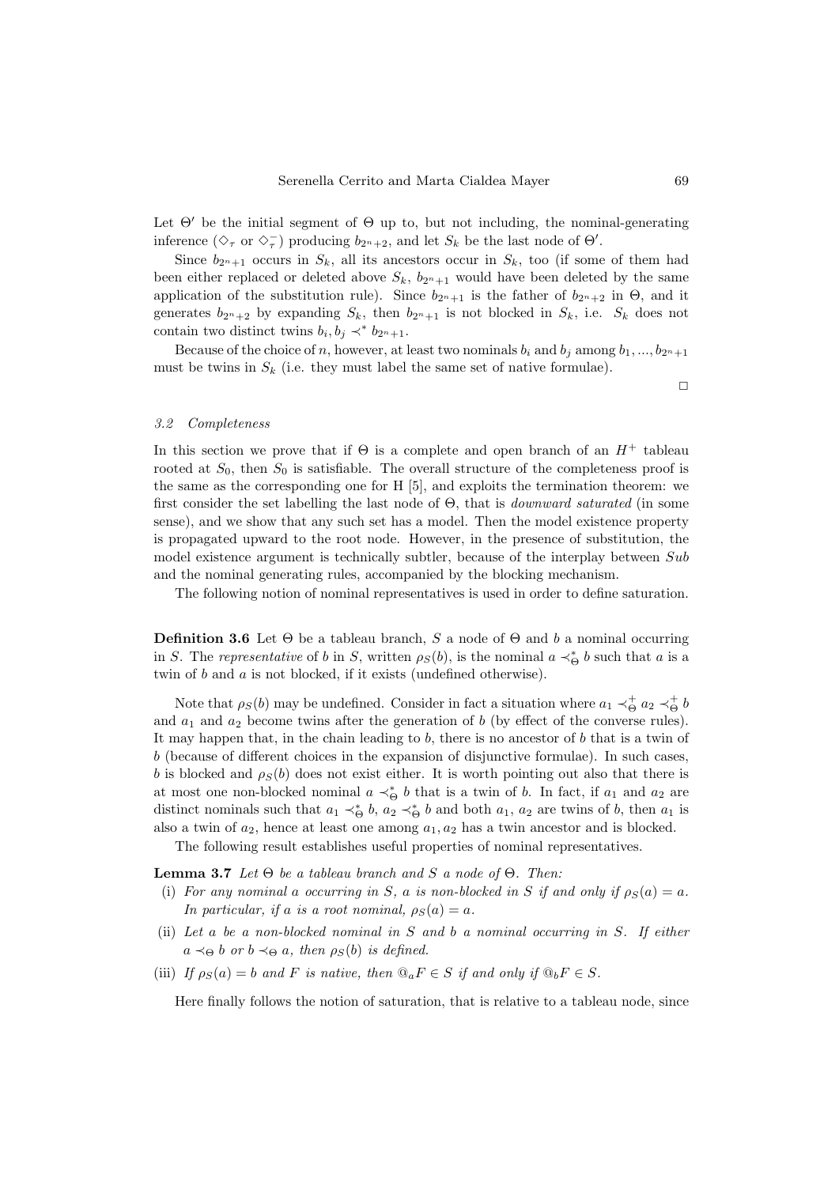Let $\Theta'$ be the initial segment of $\Theta$ up to, but not including, the nominal-generating inference ($\diamondsuit_\tau$ or $\diamondsuit_\tau^-$) producing $b_{2^n+2}$, and let $S_k$ be the last node of $\Theta'$.

Since $b_{2^n+1}$ occurs in $S_k$, all its ancestors occur in $S_k$, too (if some of them had been either replaced or deleted above $S_k$, $b_{2^n+1}$ would have been deleted by the same application of the substitution rule). Since $b_{2^n+1}$ is the father of $b_{2^n+2}$ in $\Theta$, and it generates $b_{2^n+2}$ by expanding $S_k$, then $b_{2^n+1}$ is not blocked in $S_k$, i.e. $S_k$ does not contain two distinct twins $b_i, b_j \prec^* b_{2^n+1}$.

Because of the choice of $n$, however, at least two nominals $b_i$ and $b_j$ among $b_1, ..., b_{2^n+1}$ must be twins in $S_k$ (i.e. they must label the same set of native formulae).

□

### 3.2 Completeness

In this section we prove that if $\Theta$ is a complete and open branch of an $H^+$ tableau rooted at $S_0$, then $S_0$ is satisfiable. The overall structure of the completeness proof is the same as the corresponding one for H [5], and exploits the termination theorem: we first consider the set labelling the last node of $\Theta$, that is *downward saturated* (in some sense), and we show that any such set has a model. Then the model existence property is propagated upward to the root node. However, in the presence of substitution, the model existence argument is technically subtler, because of the interplay between *Sub* and the nominal generating rules, accompanied by the blocking mechanism.

The following notion of nominal representatives is used in order to define saturation.

**Definition 3.6** Let $\Theta$ be a tableau branch, $S$ a node of $\Theta$ and $b$ a nominal occurring in $S$. The *representative* of $b$ in $S$, written $\rho_S(b)$, is the nominal $a \prec^*_\Theta b$ such that $a$ is a twin of $b$ and $a$ is not blocked, if it exists (undefined otherwise).

Note that $\rho_S(b)$ may be undefined. Consider in fact a situation where $a_1 \prec^+_\Theta a_2 \prec^+_\Theta b$ and $a_1$ and $a_2$ become twins after the generation of $b$ (by effect of the converse rules). It may happen that, in the chain leading to $b$, there is no ancestor of $b$ that is a twin of $b$ (because of different choices in the expansion of disjunctive formulae). In such cases, $b$ is blocked and $\rho_S(b)$ does not exist either. It is worth pointing out also that there is at most one non-blocked nominal $a \prec^*_\Theta b$ that is a twin of $b$. In fact, if $a_1$ and $a_2$ are distinct nominals such that $a_1 \prec^*_\Theta b$, $a_2 \prec^*_\Theta b$ and both $a_1$, $a_2$ are twins of $b$, then $a_1$ is also a twin of $a_2$, hence at least one among $a_1, a_2$ has a twin ancestor and is blocked.

The following result establishes useful properties of nominal representatives.

**Lemma 3.7** *Let $\Theta$ be a tableau branch and $S$ a node of $\Theta$. Then:*

- (i) *For any nominal $a$ occurring in $S$, $a$ is non-blocked in $S$ if and only if $\rho_S(a) = a$. In particular, if $a$ is a root nominal, $\rho_S(a) = a$.*
- (ii) *Let $a$ be a non-blocked nominal in $S$ and $b$ a nominal occurring in $S$. If either $a \prec_\Theta b$ or $b \prec_\Theta a$, then $\rho_S(b)$ is defined.*
- (iii) *If $\rho_S(a) = b$ and $F$ is native, then $@_a F \in S$ if and only if $@_b F \in S$.*

Here finally follows the notion of saturation, that is relative to a tableau node, since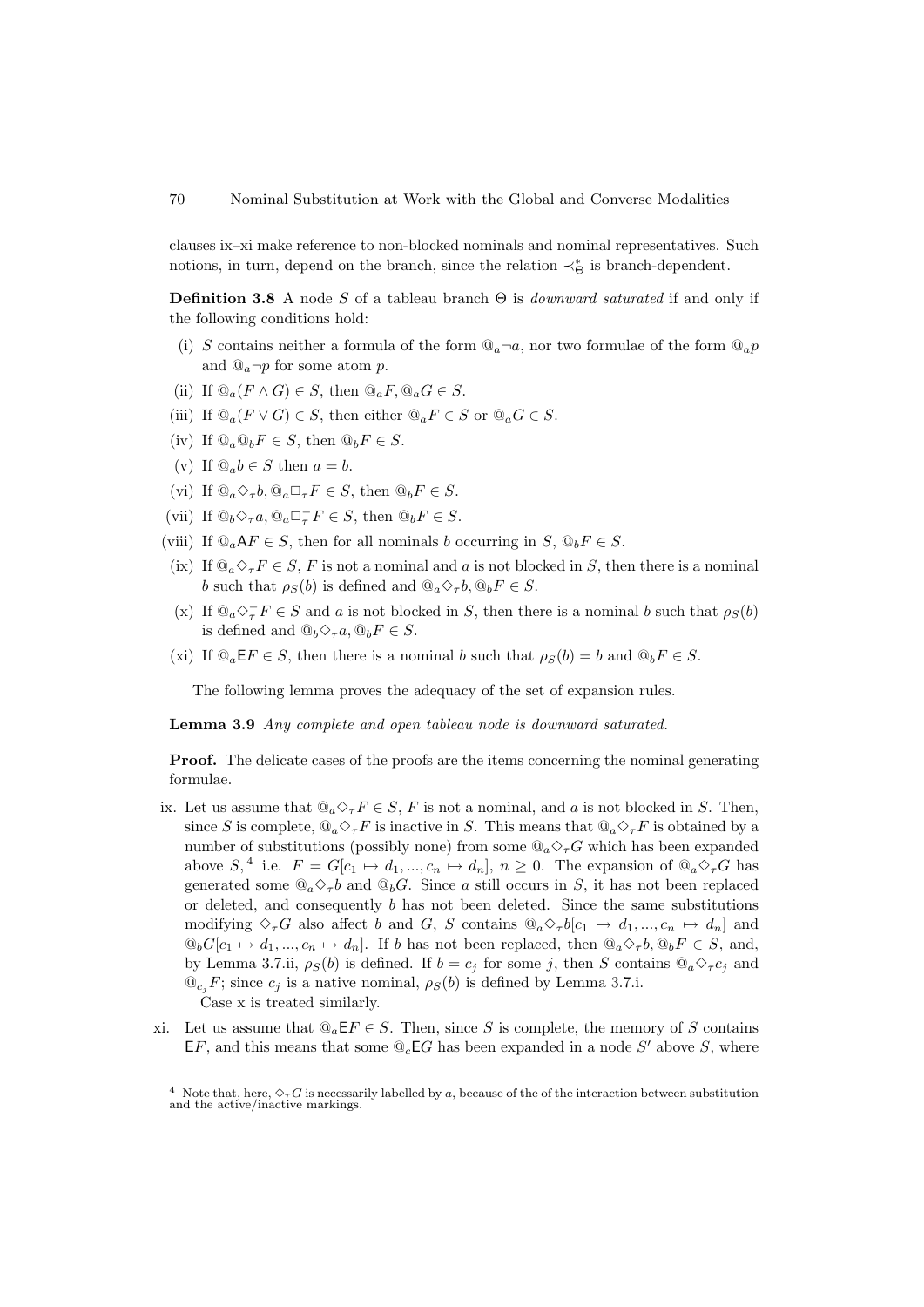clauses ix–xi make reference to non-blocked nominals and nominal representatives. Such notions, in turn, depend on the branch, since the relation $\prec^*_\Theta$ is branch-dependent.

**Definition 3.8** A node $S$ of a tableau branch $\Theta$ is *downward saturated* if and only if the following conditions hold:

(i) $S$ contains neither a formula of the form $@_a\neg a$, nor two formulae of the form $@_a p$ and $@_a\neg p$ for some atom $p$.

(ii) If $@_a(F \wedge G) \in S$, then $@_a F, @_a G \in S$.

(iii) If $@_a(F \vee G) \in S$, then either $@_a F \in S$ or $@_a G \in S$.

(iv) If $@_a @_b F \in S$, then $@_b F \in S$.

(v) If $@_a b \in S$ then $a = b$.

(vi) If $@_a \Diamond_\tau b, @_a \Box_\tau F \in S$, then $@_b F \in S$.

(vii) If $@_b \Diamond_\tau a, @_a \Box^-_\tau F \in S$, then $@_b F \in S$.

(viii) If $@_a \mathsf{A} F \in S$, then for all nominals $b$ occurring in $S$, $@_b F \in S$.

(ix) If $@_a \Diamond_\tau F \in S$, $F$ is not a nominal and $a$ is not blocked in $S$, then there is a nominal $b$ such that $\rho_S(b)$ is defined and $@_a \Diamond_\tau b, @_b F \in S$.

(x) If $@_a \Diamond^-_\tau F \in S$ and $a$ is not blocked in $S$, then there is a nominal $b$ such that $\rho_S(b)$ is defined and $@_b \Diamond_\tau a, @_b F \in S$.

(xi) If $@_a \mathsf{E} F \in S$, then there is a nominal $b$ such that $\rho_S(b) = b$ and $@_b F \in S$.

The following lemma proves the adequacy of the set of expansion rules.

**Lemma 3.9** *Any complete and open tableau node is downward saturated.*

**Proof.** The delicate cases of the proofs are the items concerning the nominal generating formulae.

ix. Let us assume that $@_a \Diamond_\tau F \in S$, $F$ is not a nominal, and $a$ is not blocked in $S$. Then, since $S$ is complete, $@_a \Diamond_\tau F$ is inactive in $S$. This means that $@_a \Diamond_\tau F$ is obtained by a number of substitutions (possibly none) from some $@_a \Diamond_\tau G$ which has been expanded above $S$,[4] i.e. $F = G[c_1 \mapsto d_1, ..., c_n \mapsto d_n]$, $n \geq 0$. The expansion of $@_a \Diamond_\tau G$ has generated some $@_a \Diamond_\tau b$ and $@_b G$. Since $a$ still occurs in $S$, it has not been replaced or deleted, and consequently $b$ has not been deleted. Since the same substitutions modifying $\Diamond_\tau G$ also affect $b$ and $G$, $S$ contains $@_a \Diamond_\tau b[c_1 \mapsto d_1, ..., c_n \mapsto d_n]$ and $@_b G[c_1 \mapsto d_1, ..., c_n \mapsto d_n]$. If $b$ has not been replaced, then $@_a \Diamond_\tau b, @_b F \in S$, and, by Lemma 3.7.ii, $\rho_S(b)$ is defined. If $b = c_j$ for some $j$, then $S$ contains $@_a \Diamond_\tau c_j$ and $@_{c_j} F$; since $c_j$ is a native nominal, $\rho_S(b)$ is defined by Lemma 3.7.i.

Case x is treated similarly.

xi. Let us assume that $@_a \mathsf{E} F \in S$. Then, since $S$ is complete, the memory of $S$ contains $\mathsf{E} F$, and this means that some $@_c \mathsf{E} G$ has been expanded in a node $S'$ above $S$, where

[4] Note that, here, $\Diamond_\tau G$ is necessarily labelled by $a$, because of the of the interaction between substitution and the active/inactive markings.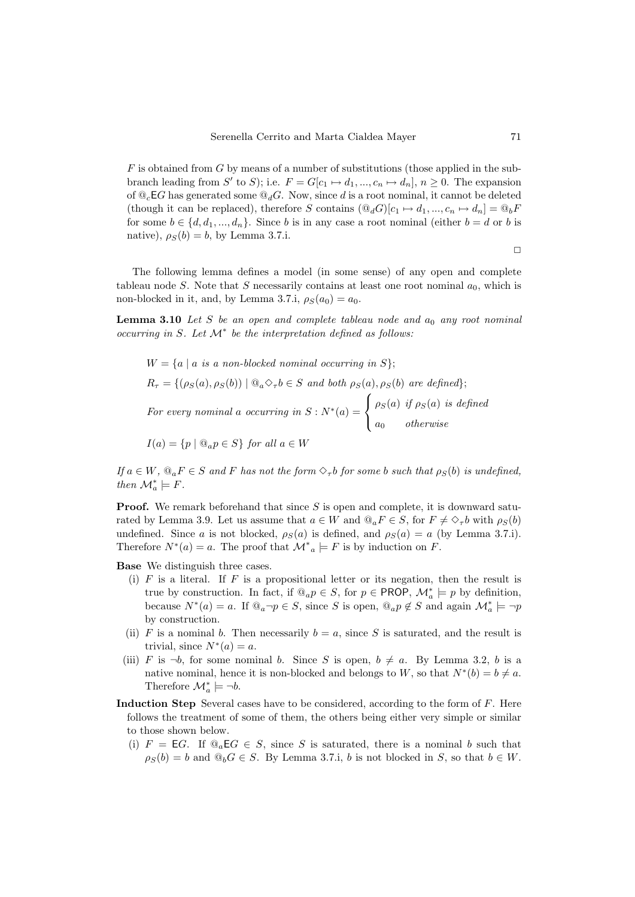$F$ is obtained from $G$ by means of a number of substitutions (those applied in the sub-branch leading from $S'$ to $S$); i.e. $F = G[c_1 \mapsto d_1, ..., c_n \mapsto d_n]$, $n \geq 0$. The expansion of $@_c \mathsf{E} G$ has generated some $@_d G$. Now, since $d$ is a root nominal, it cannot be deleted (though it can be replaced), therefore $S$ contains $(@_d G)[c_1 \mapsto d_1, ..., c_n \mapsto d_n] = @_b F$ for some $b \in \{d, d_1, ..., d_n\}$. Since $b$ is in any case a root nominal (either $b = d$ or $b$ is native), $\rho_S(b) = b$, by Lemma 3.7.i.

□

The following lemma defines a model (in some sense) of any open and complete tableau node $S$. Note that $S$ necessarily contains at least one root nominal $a_0$, which is non-blocked in it, and, by Lemma 3.7.i, $\rho_S(a_0) = a_0$.

**Lemma 3.10** *Let $S$ be an open and complete tableau node and $a_0$ any root nominal occurring in $S$. Let $\mathcal{M}^*$ be the interpretation defined as follows:*

$W = \{a \mid a \text{ is a non-blocked nominal occurring in } S\}$;

$R_\tau = \{(\rho_S(a), \rho_S(b)) \mid @_a \Diamond_\tau b \in S \text{ and both } \rho_S(a), \rho_S(b) \text{ are defined}\}$;

*For every nominal $a$ occurring in $S$ :* $N^*(a) = \begin{cases} \rho_S(a) & \text{if } \rho_S(a) \text{ is defined} \\ a_0 & \text{otherwise} \end{cases}$

$I(a) = \{p \mid @_a p \in S\}$ *for all* $a \in W$

*If $a \in W$, $@_a F \in S$ and $F$ has not the form $\Diamond_\tau b$ for some $b$ such that $\rho_S(b)$ is undefined, then $\mathcal{M}^*_a \models F$.*

**Proof.** We remark beforehand that since $S$ is open and complete, it is downward saturated by Lemma 3.9. Let us assume that $a \in W$ and $@_a F \in S$, for $F \neq \Diamond_\tau b$ with $\rho_S(b)$ undefined. Since $a$ is not blocked, $\rho_S(a)$ is defined, and $\rho_S(a) = a$ (by Lemma 3.7.i). Therefore $N^*(a) = a$. The proof that ${\mathcal{M}^*}_a \models F$ is by induction on $F$.

**Base** We distinguish three cases.

- (i) $F$ is a literal. If $F$ is a propositional letter or its negation, then the result is true by construction. In fact, if $@_a p \in S$, for $p \in \mathsf{PROP}$, $\mathcal{M}^*_a \models p$ by definition, because $N^*(a) = a$. If $@_a \neg p \in S$, since $S$ is open, $@_a p \notin S$ and again $\mathcal{M}^*_a \models \neg p$ by construction.
- (ii) $F$ is a nominal $b$. Then necessarily $b = a$, since $S$ is saturated, and the result is trivial, since $N^*(a) = a$.
- (iii) $F$ is $\neg b$, for some nominal $b$. Since $S$ is open, $b \neq a$. By Lemma 3.2, $b$ is a native nominal, hence it is non-blocked and belongs to $W$, so that $N^*(b) = b \neq a$. Therefore $\mathcal{M}^*_a \models \neg b$.

**Induction Step** Several cases have to be considered, according to the form of $F$. Here follows the treatment of some of them, the others being either very simple or similar to those shown below.

- (i) $F = \mathsf{E} G$. If $@_a \mathsf{E} G \in S$, since $S$ is saturated, there is a nominal $b$ such that $\rho_S(b) = b$ and $@_b G \in S$. By Lemma 3.7.i, $b$ is not blocked in $S$, so that $b \in W$.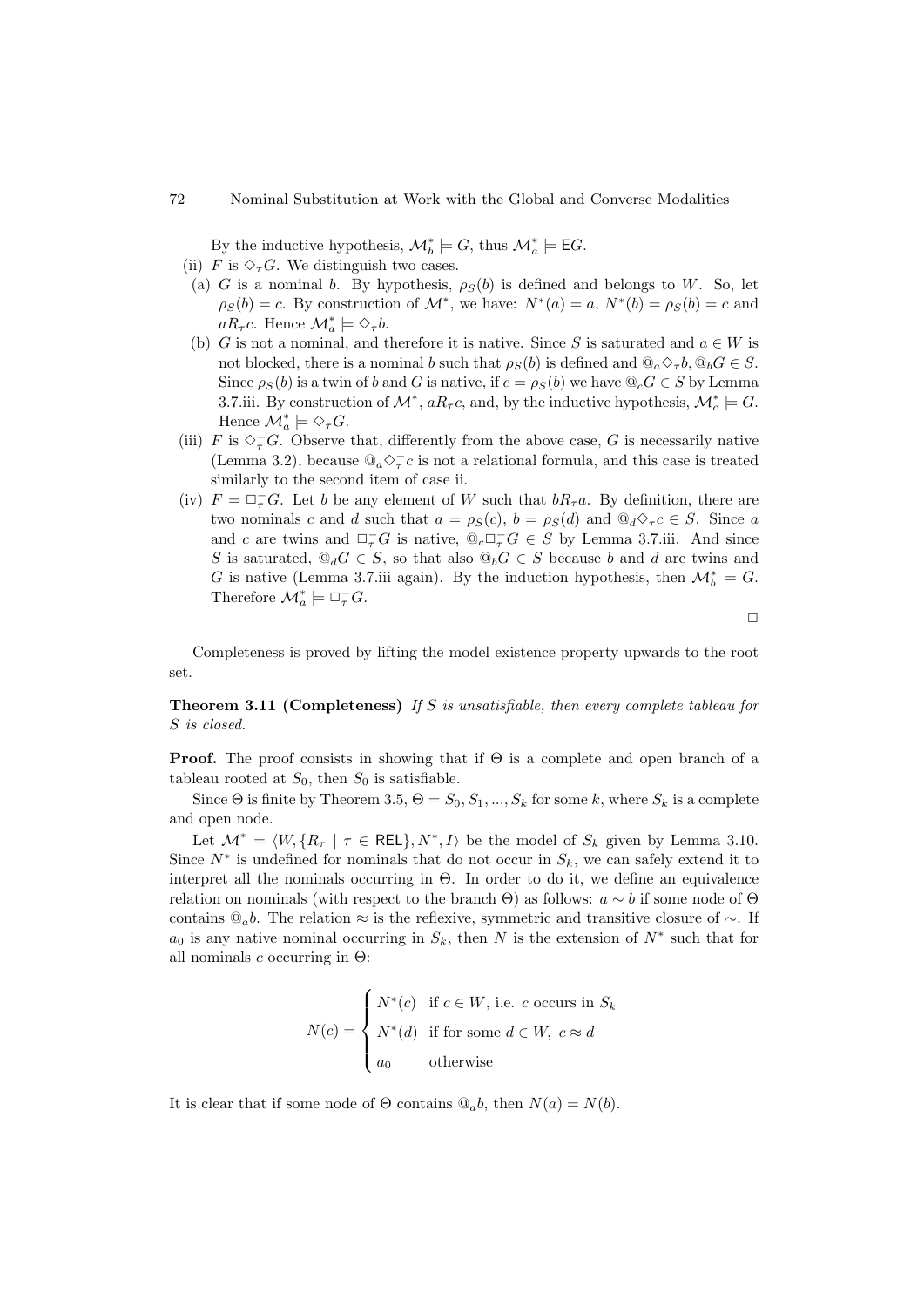By the inductive hypothesis, $\mathcal{M}_b^* \models G$, thus $\mathcal{M}_a^* \models \mathsf{E}G$.

(ii) $F$ is $\diamond_\tau G$. We distinguish two cases.

  (a) $G$ is a nominal $b$. By hypothesis, $\rho_S(b)$ is defined and belongs to $W$. So, let $\rho_S(b) = c$. By construction of $\mathcal{M}^*$, we have: $N^*(a) = a$, $N^*(b) = \rho_S(b) = c$ and $aR_\tau c$. Hence $\mathcal{M}_a^* \models \diamond_\tau b$.

  (b) $G$ is not a nominal, and therefore it is native. Since $S$ is saturated and $a \in W$ is not blocked, there is a nominal $b$ such that $\rho_S(b)$ is defined and $@_a\diamond_\tau b, @_b G \in S$. Since $\rho_S(b)$ is a twin of $b$ and $G$ is native, if $c = \rho_S(b)$ we have $@_c G \in S$ by Lemma 3.7.iii. By construction of $\mathcal{M}^*$, $aR_\tau c$, and, by the inductive hypothesis, $\mathcal{M}_c^* \models G$. Hence $\mathcal{M}_a^* \models \diamond_\tau G$.

(iii) $F$ is $\diamond_\tau^- G$. Observe that, differently from the above case, $G$ is necessarily native (Lemma 3.2), because $@_a\diamond_\tau^- c$ is not a relational formula, and this case is treated similarly to the second item of case ii.

(iv) $F = \Box_\tau^- G$. Let $b$ be any element of $W$ such that $bR_\tau a$. By definition, there are two nominals $c$ and $d$ such that $a = \rho_S(c)$, $b = \rho_S(d)$ and $@_d\diamond_\tau c \in S$. Since $a$ and $c$ are twins and $\Box_\tau^- G$ is native, $@_c\Box_\tau^- G \in S$ by Lemma 3.7.iii. And since $S$ is saturated, $@_d G \in S$, so that also $@_b G \in S$ because $b$ and $d$ are twins and $G$ is native (Lemma 3.7.iii again). By the induction hypothesis, then $\mathcal{M}_b^* \models G$. Therefore $\mathcal{M}_a^* \models \Box_\tau^- G$.

□

Completeness is proved by lifting the model existence property upwards to the root set.

**Theorem 3.11 (Completeness)** *If $S$ is unsatisfiable, then every complete tableau for $S$ is closed.*

**Proof.** The proof consists in showing that if $\Theta$ is a complete and open branch of a tableau rooted at $S_0$, then $S_0$ is satisfiable.

Since $\Theta$ is finite by Theorem 3.5, $\Theta = S_0, S_1, ..., S_k$ for some $k$, where $S_k$ is a complete and open node.

Let $\mathcal{M}^* = \langle W, \{R_\tau \mid \tau \in \mathsf{REL}\}, N^*, I\rangle$ be the model of $S_k$ given by Lemma 3.10. Since $N^*$ is undefined for nominals that do not occur in $S_k$, we can safely extend it to interpret all the nominals occurring in $\Theta$. In order to do it, we define an equivalence relation on nominals (with respect to the branch $\Theta$) as follows: $a \sim b$ if some node of $\Theta$ contains $@_a b$. The relation $\approx$ is the reflexive, symmetric and transitive closure of $\sim$. If $a_0$ is any native nominal occurring in $S_k$, then $N$ is the extension of $N^*$ such that for all nominals $c$ occurring in $\Theta$:

$$N(c) = \begin{cases} N^*(c) & \text{if } c \in W, \text{ i.e. } c \text{ occurs in } S_k \\ N^*(d) & \text{if for some } d \in W,\ c \approx d \\ a_0 & \text{otherwise} \end{cases}$$

It is clear that if some node of $\Theta$ contains $@_a b$, then $N(a) = N(b)$.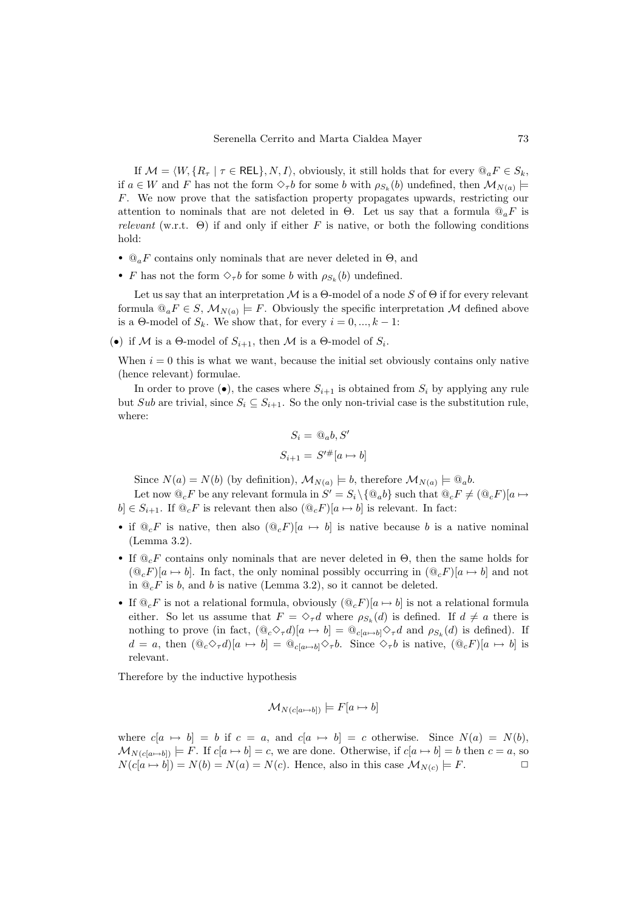If $\mathcal{M} = \langle W, \{R_\tau \mid \tau \in \mathsf{REL}\}, N, I\rangle$, obviously, it still holds that for every $@_a F \in S_k$, if $a \in W$ and $F$ has not the form $\Diamond_\tau b$ for some $b$ with $\rho_{S_k}(b)$ undefined, then $\mathcal{M}_{N(a)} \models F$. We now prove that the satisfaction property propagates upwards, restricting our attention to nominals that are not deleted in $\Theta$. Let us say that a formula $@_a F$ is *relevant* (w.r.t. $\Theta$) if and only if either $F$ is native, or both the following conditions hold:

- $@_a F$ contains only nominals that are never deleted in $\Theta$, and
- $F$ has not the form $\Diamond_\tau b$ for $b$ with $\rho_{S_k}(b)$ undefined.

Let us say that an interpretation $\mathcal{M}$ is a $\Theta$-model of a node $S$ of $\Theta$ if for every relevant formula $@_a F \in S$, $\mathcal{M}_{N(a)} \models F$. Obviously the specific interpretation $\mathcal{M}$ defined above is a $\Theta$-model of $S_k$. We show that, for every $i = 0, ..., k-1$:

($\bullet$) if $\mathcal{M}$ is a $\Theta$-model of $S_{i+1}$, then $\mathcal{M}$ is a $\Theta$-model of $S_i$.

When $i = 0$ this is what we want, because the initial set obviously contains only native (hence relevant) formulae.

In order to prove ($\bullet$), the cases where $S_{i+1}$ is obtained from $S_i$ by applying any rule but *Sub* are trivial, since $S_i \subseteq S_{i+1}$. So the only non-trivial case is the substitution rule, where:

$$S_i = @_a b, S'$$
$$S_{i+1} = S'^{\#}[a \mapsto b]$$

Since $N(a) = N(b)$ (by definition), $\mathcal{M}_{N(a)} \models b$, therefore $\mathcal{M}_{N(a)} \models @_a b$.

Let now $@_c F$ be any relevant formula in $S' = S_i \setminus \{@_a b\}$ such that $@_c F \neq (@_c F)[a \mapsto b] \in S_{i+1}$. If $@_c F$ is relevant then also $(@_c F)[a \mapsto b]$ is relevant. In fact:

- if $@_c F$ is native, then also $(@_c F)[a \mapsto b]$ is native because $b$ is a native nominal (Lemma 3.2).
- If $@_c F$ contains only nominals that are never deleted in $\Theta$, then the same holds for $(@_c F)[a \mapsto b]$. In fact, the only nominal possibly occurring in $(@_c F)[a \mapsto b]$ and not in $@_c F$ is $b$, and $b$ is native (Lemma 3.2), so it cannot be deleted.
- If $@_c F$ is not a relational formula, obviously $(@_c F)[a \mapsto b]$ is not a relational formula either. So let us assume that $F = \Diamond_\tau d$ where $\rho_{S_k}(d)$ is defined. If $d \neq a$ there is nothing to prove (in fact, $(@_c \Diamond_\tau d)[a \mapsto b] = @_{c[a \mapsto b]} \Diamond_\tau d$ and $\rho_{S_k}(d)$ is defined). If $d = a$, then $(@_c \Diamond_\tau d)[a \mapsto b] = @_{c[a \mapsto b]} \Diamond_\tau b$. Since $\Diamond_\tau b$ is native, $(@_c F)[a \mapsto b]$ is relevant.

Therefore by the inductive hypothesis

$$\mathcal{M}_{N(c[a \mapsto b])} \models F[a \mapsto b]$$

where $c[a \mapsto b] = b$ if $c = a$, and $c[a \mapsto b] = c$ otherwise. Since $N(a) = N(b)$, $\mathcal{M}_{N(c[a \mapsto b])} \models F$. If $c[a \mapsto b] = c$, we are done. Otherwise, if $c[a \mapsto b] = b$ then $c = a$, so $N(c[a \mapsto b]) = N(b) = N(a) = N(c)$. Hence, also in this case $\mathcal{M}_{N(c)} \models F$. $\square$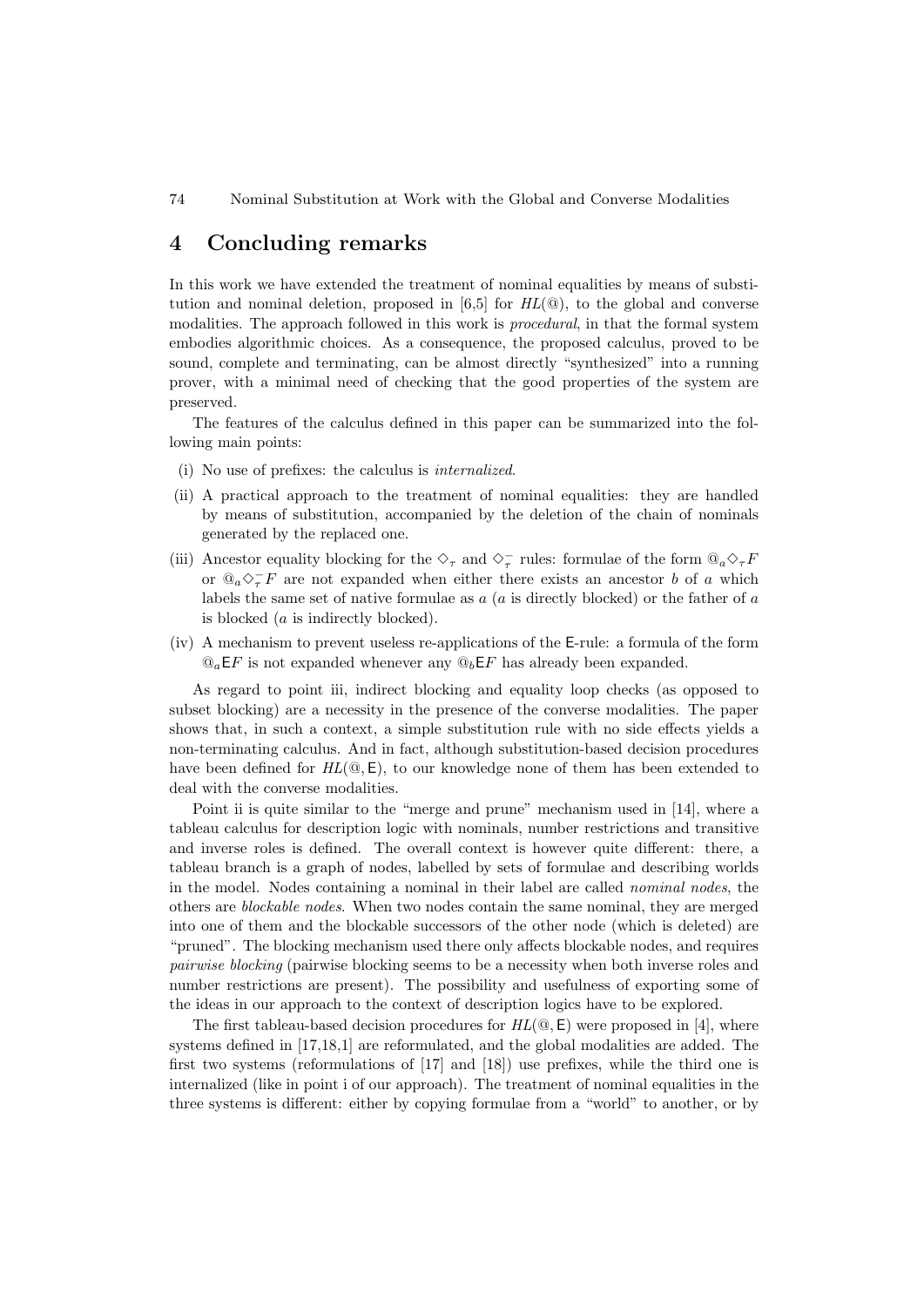## 4 Concluding remarks

In this work we have extended the treatment of nominal equalities by means of substitution and nominal deletion, proposed in [6,5] for $HL(@)$, to the global and converse modalities. The approach followed in this work is *procedural*, in that the formal system embodies algorithmic choices. As a consequence, the proposed calculus, proved to be sound, complete and terminating, can be almost directly "synthesized" into a running prover, with a minimal need of checking that the good properties of the system are preserved.

The features of the calculus defined in this paper can be summarized into the following main points:

(i) No use of prefixes: the calculus is *internalized*.

(ii) A practical approach to the treatment of nominal equalities: they are handled by means of substitution, accompanied by the deletion of the chain of nominals generated by the replaced one.

(iii) Ancestor equality blocking for the $\Diamond_\tau$ and $\Diamond_\tau^-$ rules: formulae of the form $@_a\Diamond_\tau F$ or $@_a\Diamond_\tau^- F$ are not expanded when either there exists an ancestor $b$ of $a$ which labels the same set of native formulae as $a$ ($a$ is directly blocked) or the father of $a$ is blocked ($a$ is indirectly blocked).

(iv) A mechanism to prevent useless re-applications of the $\mathsf{E}$-rule: a formula of the form $@_a\mathsf{E}F$ is not expanded whenever any $@_b\mathsf{E}F$ has already been expanded.

As regard to point iii, indirect blocking and equality loop checks (as opposed to subset blocking) are a necessity in the presence of the converse modalities. The paper shows that, in such a context, a simple substitution rule with no side effects yields a non-terminating calculus. And in fact, although substitution-based decision procedures have been defined for $HL(@, \mathsf{E})$, to our knowledge none of them has been extended to deal with the converse modalities.

Point ii is quite similar to the "merge and prune" mechanism used in [14], where a tableau calculus for description logic with nominals, number restrictions and transitive and inverse roles is defined. The overall context is however quite different: there, a tableau branch is a graph of nodes, labelled by sets of formulae and describing worlds in the model. Nodes containing a nominal in their label are called *nominal nodes*, the others are *blockable nodes*. When two nodes contain the same nominal, they are merged into one of them and the blockable successors of the other node (which is deleted) are "pruned". The blocking mechanism used there only affects blockable nodes, and requires *pairwise blocking* (pairwise blocking seems to be a necessity when both inverse roles and number restrictions are present). The possibility and usefulness of exporting some of the ideas in our approach to the context of description logics have to be explored.

The first tableau-based decision procedures for $HL(@, \mathsf{E})$ were proposed in [4], where systems defined in [17,18,1] are reformulated, and the global modalities are added. The first two systems (reformulations of [17] and [18]) use prefixes, while the third one is internalized (like in point i of our approach). The treatment of nominal equalities in the three systems is different: either by copying formulae from a "world" to another, or by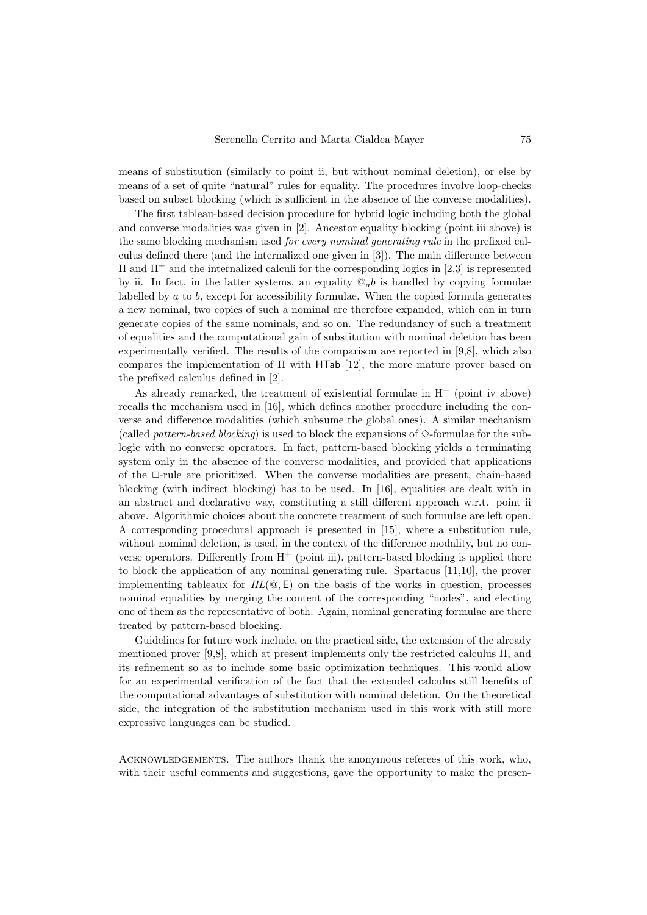means of substitution (similarly to point ii, but without nominal deletion), or else by means of a set of quite "natural" rules for equality. The procedures involve loop-checks based on subset blocking (which is sufficient in the absence of the converse modalities).

The first tableau-based decision procedure for hybrid logic including both the global and converse modalities was given in [2]. Ancestor equality blocking (point iii above) is the same blocking mechanism used *for every nominal generating rule* in the prefixed calculus defined there (and the internalized one given in [3]). The main difference between H and $\mathrm{H}^+$ and the internalized calculi for the corresponding logics in [2,3] is represented by ii. In fact, in the latter systems, an equality $@_a b$ is handled by copying formulae labelled by $a$ to $b$, except for accessibility formulae. When the copied formula generates a new nominal, two copies of such a nominal are therefore expanded, which can in turn generate copies of the same nominals, and so on. The redundancy of such a treatment of equalities and the computational gain of substitution with nominal deletion has been experimentally verified. The results of the comparison are reported in [9,8], which also compares the implementation of H with HTab [12], the more mature prover based on the prefixed calculus defined in [2].

As already remarked, the treatment of existential formulae in $\mathrm{H}^+$ (point iv above) recalls the mechanism used in [16], which defines another procedure including the converse and difference modalities (which subsume the global ones). A similar mechanism (called *pattern-based blocking*) is used to block the expansions of $\Diamond$-formulae for the sublogic with no converse operators. In fact, pattern-based blocking yields a terminating system only in the absence of the converse modalities, and provided that applications of the $\Box$-rule are prioritized. When the converse modalities are present, chain-based blocking (with indirect blocking) has to be used. In [16], equalities are dealt with in an abstract and declarative way, constituting a still different approach w.r.t. point ii above. Algorithmic choices about the concrete treatment of such formulae are left open. A corresponding procedural approach is presented in [15], where a substitution rule, without nominal deletion, is used, in the context of the difference modality, but no converse operators. Differently from $\mathrm{H}^+$ (point iii), pattern-based blocking is applied there to block the application of any nominal generating rule. Spartacus [11,10], the prover implementing tableaux for $HL(@, \mathsf{E})$ on the basis of the works in question, processes nominal equalities by merging the content of the corresponding "nodes", and electing one of them as the representative of both. Again, nominal generating formulae are there treated by pattern-based blocking.

Guidelines for future work include, on the practical side, the extension of the already mentioned prover [9,8], which at present implements only the restricted calculus H, and its refinement so as to include some basic optimization techniques. This would allow for an experimental verification of the fact that the extended calculus still benefits of the computational advantages of substitution with nominal deletion. On the theoretical side, the integration of the substitution mechanism used in this work with still more expressive languages can be studied.

Acknowledgements. The authors thank the anonymous referees of this work, who, with their useful comments and suggestions, gave the opportunity to make the presen-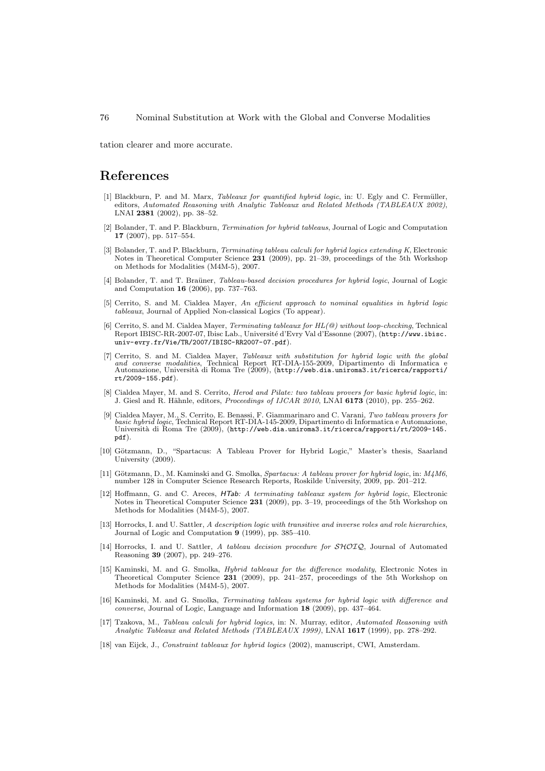tation clearer and more accurate.

# References

[1] Blackburn, P. and M. Marx, *Tableaux for quantified hybrid logic*, in: U. Egly and C. Fermüller, editors, *Automated Reasoning with Analytic Tableaux and Related Methods (TABLEAUX 2002)*, LNAI **2381** (2002), pp. 38–52.

[2] Bolander, T. and P. Blackburn, *Termination for hybrid tableaus*, Journal of Logic and Computation **17** (2007), pp. 517–554.

[3] Bolander, T. and P. Blackburn, *Terminating tableau calculi for hybrid logics extending K*, Electronic Notes in Theoretical Computer Science **231** (2009), pp. 21–39, proceedings of the 5th Workshop on Methods for Modalities (M4M-5), 2007.

[4] Bolander, T. and T. Braüner, *Tableau-based decision procedures for hybrid logic*, Journal of Logic and Computation **16** (2006), pp. 737–763.

[5] Cerrito, S. and M. Cialdea Mayer, *An efficient approach to nominal equalities in hybrid logic tableaux*, Journal of Applied Non-classical Logics (To appear).

[6] Cerrito, S. and M. Cialdea Mayer, *Terminating tableaux for HL(@) without loop-checking*, Technical Report IBISC-RR-2007-07, Ibisc Lab., Université d'Evry Val d'Essonne (2007), (`http://www.ibisc.univ-evry.fr/Vie/TR/2007/IBISC-RR2007-07.pdf`).

[7] Cerrito, S. and M. Cialdea Mayer, *Tableaux with substitution for hybrid logic with the global and converse modalities*, Technical Report RT-DIA-155-2009, Dipartimento di Informatica e Automazione, Università di Roma Tre (2009), (`http://web.dia.uniroma3.it/ricerca/rapporti/rt/2009-155.pdf`).

[8] Cialdea Mayer, M. and S. Cerrito, *Herod and Pilate: two tableau provers for basic hybrid logic*, in: J. Giesl and R. Hähnle, editors, *Proceedings of IJCAR 2010*, LNAI **6173** (2010), pp. 255–262.

[9] Cialdea Mayer, M., S. Cerrito, E. Benassi, F. Giammarinaro and C. Varani, *Two tableau provers for basic hybrid logic*, Technical Report RT-DIA-145-2009, Dipartimento di Informatica e Automazione, Università di Roma Tre (2009), (`http://web.dia.uniroma3.it/ricerca/rapporti/rt/2009-145.pdf`).

[10] Götzmann, D., "Spartacus: A Tableau Prover for Hybrid Logic," Master's thesis, Saarland University (2009).

[11] Götzmann, D., M. Kaminski and G. Smolka, *Spartacus: A tableau prover for hybrid logic*, in: *M4M6*, number 128 in Computer Science Research Reports, Roskilde University, 2009, pp. 201–212.

[12] Hoffmann, G. and C. Areces, *HTab: A terminating tableaux system for hybrid logic*, Electronic Notes in Theoretical Computer Science **231** (2009), pp. 3–19, proceedings of the 5th Workshop on Methods for Modalities (M4M-5), 2007.

[13] Horrocks, I. and U. Sattler, *A description logic with transitive and inverse roles and role hierarchies*, Journal of Logic and Computation **9** (1999), pp. 385–410.

[14] Horrocks, I. and U. Sattler, *A tableau decision procedure for $\mathcal{SHOIQ}$*, Journal of Automated Reasoning **39** (2007), pp. 249–276.

[15] Kaminski, M. and G. Smolka, *Hybrid tableaux for the difference modality*, Electronic Notes in Theoretical Computer Science **231** (2009), pp. 241–257, proceedings of the 5th Workshop on Methods for Modalities (M4M-5), 2007.

[16] Kaminski, M. and G. Smolka, *Terminating tableau systems for hybrid logic with difference and converse*, Journal of Logic, Language and Information **18** (2009), pp. 437–464.

[17] Tzakova, M., *Tableau calculi for hybrid logics*, in: N. Murray, editor, *Automated Reasoning with Analytic Tableaux and Related Methods (TABLEAUX 1999)*, LNAI **1617** (1999), pp. 278–292.

[18] van Eijck, J., *Constraint tableaux for hybrid logics* (2002), manuscript, CWI, Amsterdam.